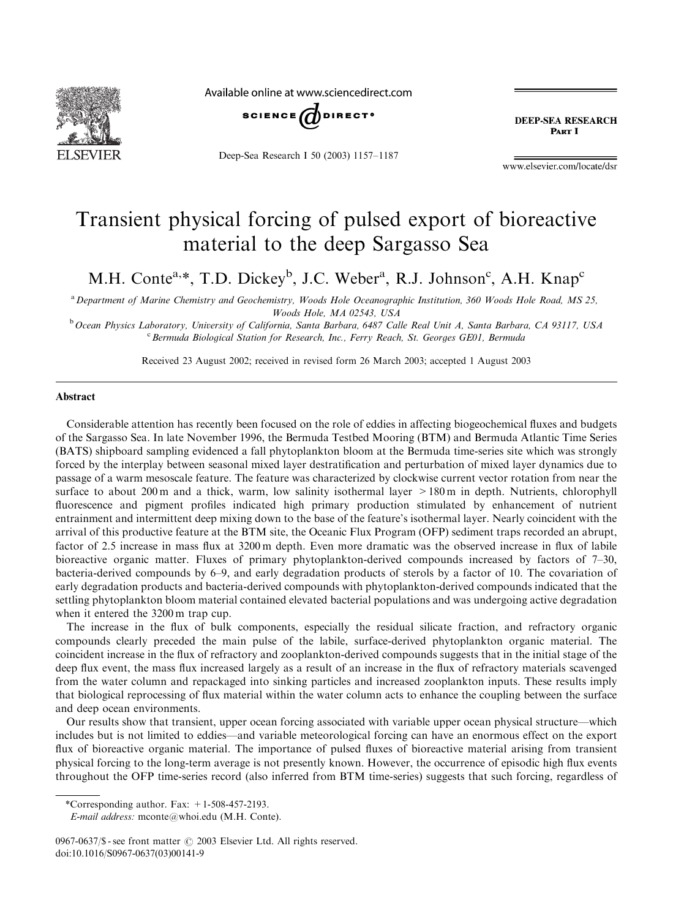Available online at www.sciencedirect.com

# Transient physical forcing of pulsed export of bioreactive material to the deep Sargasso Sea

M.H. Conte[a,*], T.D. Dickey[b], J.C. Weber[a], R.J. Johnson[c], A.H. Knap[c]

[a] Department of Marine Chemistry and Geochemistry, Woods Hole Oceanographic Institution, 360 Woods Hole Road, MS 25, Woods Hole, MA 02543, USA

[b] Ocean Physics Laboratory, University of California, Santa Barbara, 6487 Calle Real Unit A, Santa Barbara, CA 93117, USA

[c] Bermuda Biological Station for Research, Inc., Ferry Reach, St. Georges GE01, Bermuda

Received 23 August 2002; received in revised form 26 March 2003; accepted 1 August 2003

## Abstract

Considerable attention has recently been focused on the role of eddies in affecting biogeochemical fluxes and budgets of the Sargasso Sea. In late November 1996, the Bermuda Testbed Mooring (BTM) and Bermuda Atlantic Time Series (BATS) shipboard sampling evidenced a fall phytoplankton bloom at the Bermuda time-series site which was strongly forced by the interplay between seasonal mixed layer destratification and perturbation of mixed layer dynamics due to passage of a warm mesoscale feature. The feature was characterized by clockwise current vector rotation from near the surface to about 200 m and a thick, warm, low salinity isothermal layer >180 m in depth. Nutrients, chlorophyll fluorescence and pigment profiles indicated high primary production stimulated by enhancement of nutrient entrainment and intermittent deep mixing down to the base of the feature's isothermal layer. Nearly coincident with the arrival of this productive feature at the BTM site, the Oceanic Flux Program (OFP) sediment traps recorded an abrupt, factor of 2.5 increase in mass flux at 3200 m depth. Even more dramatic was the observed increase in flux of labile bioreactive organic matter. Fluxes of primary phytoplankton-derived compounds increased by factors of 7–30, bacteria-derived compounds by 6–9, and early degradation products of sterols by a factor of 10. The covariation of early degradation products and bacteria-derived compounds with phytoplankton-derived compounds indicated that the settling phytoplankton bloom material contained elevated bacterial populations and was undergoing active degradation when it entered the 3200 m trap cup.

The increase in the flux of bulk components, especially the residual silicate fraction, and refractory organic compounds clearly preceded the main pulse of the labile, surface-derived phytoplankton organic material. The coincident increase in the flux of refractory and zooplankton-derived compounds suggests that in the initial stage of the deep flux event, the mass flux increased largely as a result of an increase in the flux of refractory materials scavenged from the water column and repackaged into sinking particles and increased zooplankton inputs. These results imply that biological reprocessing of flux material within the water column acts to enhance the coupling between the surface and deep ocean environments.

Our results show that transient, upper ocean forcing associated with variable upper ocean physical structure—which includes but is not limited to eddies—and variable meteorological forcing can have an enormous effect on the export flux of bioreactive organic material. The importance of pulsed fluxes of bioreactive material arising from transient physical forcing to the long-term average is not presently known. However, the occurrence of episodic high flux events throughout the OFP time-series record (also inferred from BTM time-series) suggests that such forcing, regardless of

*Corresponding author. Fax: +1-508-457-2193.
*E-mail address:* mconte@whoi.edu (M.H. Conte).

0967-0637/$ - see front matter © 2003 Elsevier Ltd. All rights reserved.
doi:10.1016/S0967-0637(03)00141-9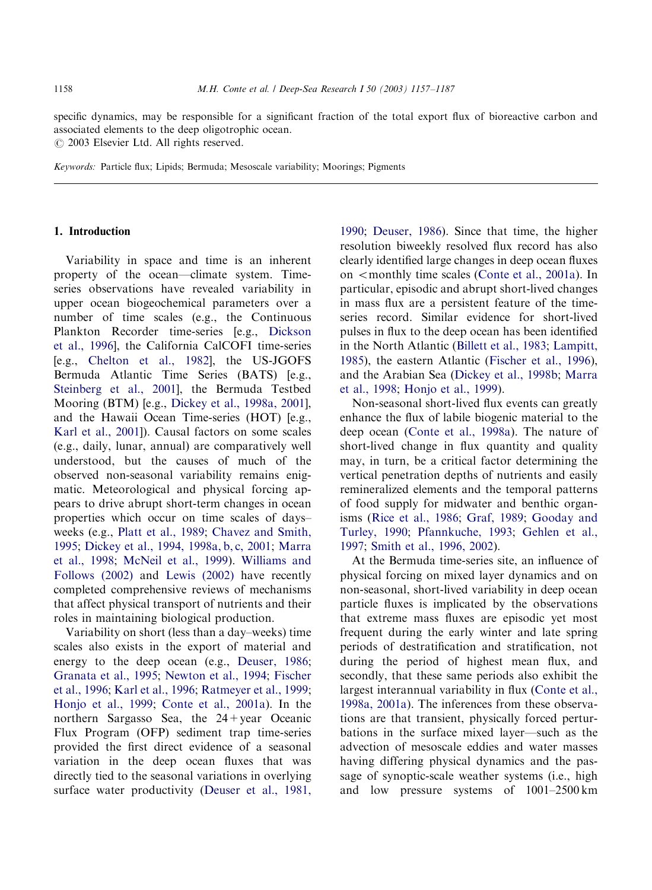specific dynamics, may be responsible for a significant fraction of the total export flux of bioreactive carbon and associated elements to the deep oligotrophic ocean.
© 2003 Elsevier Ltd. All rights reserved.

*Keywords:* Particle flux; Lipids; Bermuda; Mesoscale variability; Moorings; Pigments

## 1. Introduction

Variability in space and time is an inherent property of the ocean—climate system. Time-series observations have revealed variability in upper ocean biogeochemical parameters over a number of time scales (e.g., the Continuous Plankton Recorder time-series [e.g., Dickson et al., 1996], the California CalCOFI time-series [e.g., Chelton et al., 1982], the US-JGOFS Bermuda Atlantic Time Series (BATS) [e.g., Steinberg et al., 2001], the Bermuda Testbed Mooring (BTM) [e.g., Dickey et al., 1998a, 2001], and the Hawaii Ocean Time-series (HOT) [e.g., Karl et al., 2001]). Causal factors on some scales (e.g., daily, lunar, annual) are comparatively well understood, but the causes of much of the observed non-seasonal variability remains enigmatic. Meteorological and physical forcing appears to drive abrupt short-term changes in ocean properties which occur on time scales of days–weeks (e.g., Platt et al., 1989; Chavez and Smith, 1995; Dickey et al., 1994, 1998a, b, c, 2001; Marra et al., 1998; McNeil et al., 1999). Williams and Follows (2002) and Lewis (2002) have recently completed comprehensive reviews of mechanisms that affect physical transport of nutrients and their roles in maintaining biological production.

Variability on short (less than a day–weeks) time scales also exists in the export of material and energy to the deep ocean (e.g., Deuser, 1986; Granata et al., 1995; Newton et al., 1994; Fischer et al., 1996; Karl et al., 1996; Ratmeyer et al., 1999; Honjo et al., 1999; Conte et al., 2001a). In the northern Sargasso Sea, the 24+year Oceanic Flux Program (OFP) sediment trap time-series provided the first direct evidence of a seasonal variation in the deep ocean fluxes that was directly tied to the seasonal variations in overlying surface water productivity (Deuser et al., 1981, 1990; Deuser, 1986). Since that time, the higher resolution biweekly resolved flux record has also clearly identified large changes in deep ocean fluxes on <monthly time scales (Conte et al., 2001a). In particular, episodic and abrupt short-lived changes in mass flux are a persistent feature of the time-series record. Similar evidence for short-lived pulses in flux to the deep ocean has been identified in the North Atlantic (Billett et al., 1983; Lampitt, 1985), the eastern Atlantic (Fischer et al., 1996), and the Arabian Sea (Dickey et al., 1998b; Marra et al., 1998; Honjo et al., 1999).

Non-seasonal short-lived flux events can greatly enhance the flux of labile biogenic material to the deep ocean (Conte et al., 1998a). The nature of short-lived change in flux quantity and quality may, in turn, be a critical factor determining the vertical penetration depths of nutrients and easily remineralized elements and the temporal patterns of food supply for midwater and benthic organisms (Rice et al., 1986; Graf, 1989; Gooday and Turley, 1990; Pfannkuche, 1993; Gehlen et al., 1997; Smith et al., 1996, 2002).

At the Bermuda time-series site, an influence of physical forcing on mixed layer dynamics and on non-seasonal, short-lived variability in deep ocean particle fluxes is implicated by the observations that extreme mass fluxes are episodic yet most frequent during the early winter and late spring periods of destratification and stratification, not during the period of highest mean flux, and secondly, that these same periods also exhibit the largest interannual variability in flux (Conte et al., 1998a, 2001a). The inferences from these observations are that transient, physically forced perturbations in the surface mixed layer—such as the advection of mesoscale eddies and water masses having differing physical dynamics and the passage of synoptic-scale weather systems (i.e., high and low pressure systems of 1001–2500 km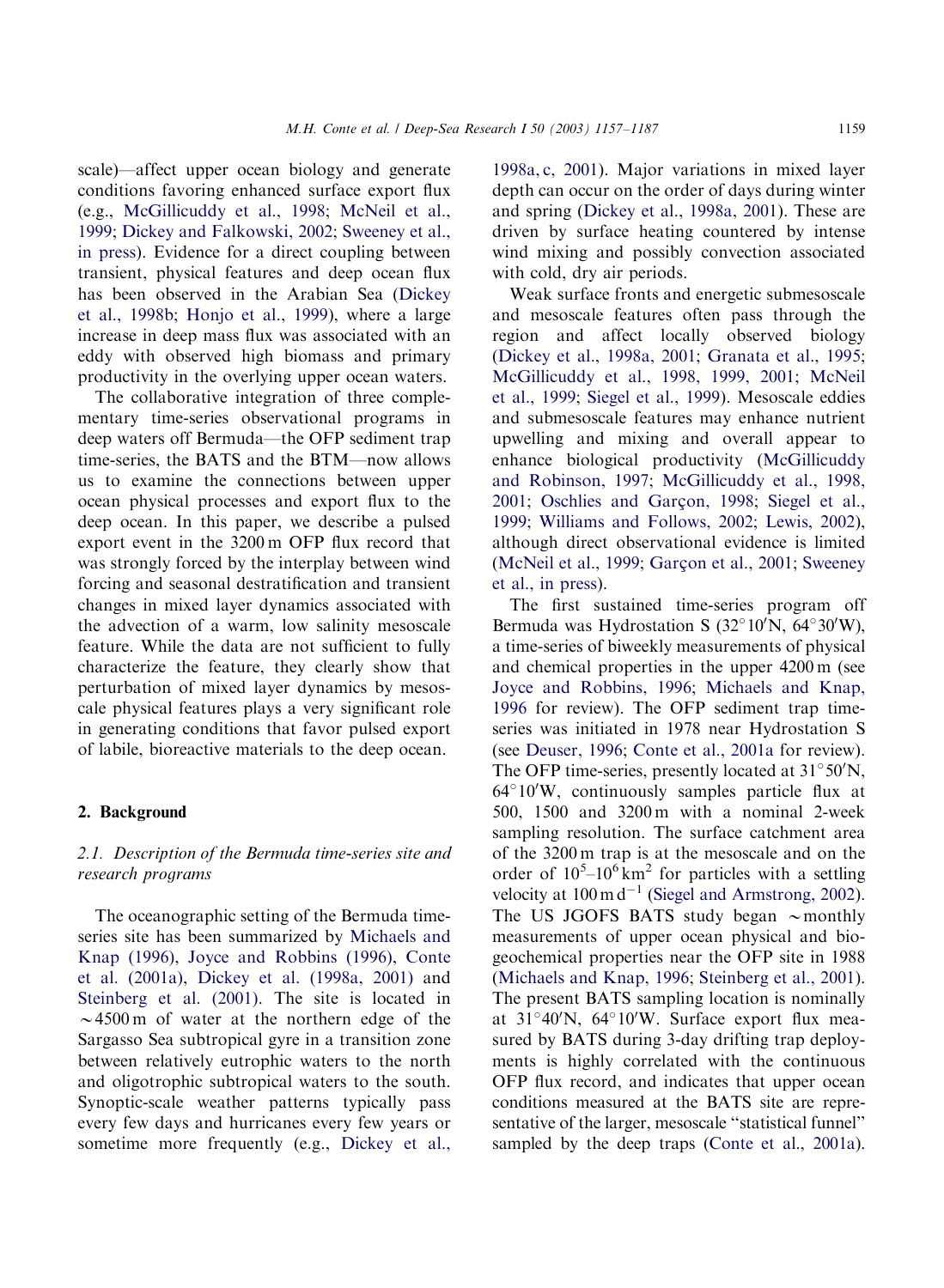scale)—affect upper ocean biology and generate conditions favoring enhanced surface export flux (e.g., McGillicuddy et al., 1998; McNeil et al., 1999; Dickey and Falkowski, 2002; Sweeney et al., in press). Evidence for a direct coupling between transient, physical features and deep ocean flux has been observed in the Arabian Sea (Dickey et al., 1998b; Honjo et al., 1999), where a large increase in deep mass flux was associated with an eddy with observed high biomass and primary productivity in the overlying upper ocean waters.

The collaborative integration of three complementary time-series observational programs in deep waters off Bermuda—the OFP sediment trap time-series, the BATS and the BTM—now allows us to examine the connections between upper ocean physical processes and export flux to the deep ocean. In this paper, we describe a pulsed export event in the 3200 m OFP flux record that was strongly forced by the interplay between wind forcing and seasonal destratification and transient changes in mixed layer dynamics associated with the advection of a warm, low salinity mesoscale feature. While the data are not sufficient to fully characterize the feature, they clearly show that perturbation of mixed layer dynamics by mesoscale physical features plays a very significant role in generating conditions that favor pulsed export of labile, bioreactive materials to the deep ocean.

## 2. Background

### 2.1. *Description of the Bermuda time-series site and research programs*

The oceanographic setting of the Bermuda time-series site has been summarized by Michaels and Knap (1996), Joyce and Robbins (1996), Conte et al. (2001a), Dickey et al. (1998a, 2001) and Steinberg et al. (2001). The site is located in ~4500 m of water at the northern edge of the Sargasso Sea subtropical gyre in a transition zone between relatively eutrophic waters to the north and oligotrophic subtropical waters to the south. Synoptic-scale weather patterns typically pass every few days and hurricanes every few years or sometime more frequently (e.g., Dickey et al., 1998a, c, 2001). Major variations in mixed layer depth can occur on the order of days during winter and spring (Dickey et al., 1998a, 2001). These are driven by surface heating countered by intense wind mixing and possibly convection associated with cold, dry air periods.

Weak surface fronts and energetic submesoscale and mesoscale features often pass through the region and affect locally observed biology (Dickey et al., 1998a, 2001; Granata et al., 1995; McGillicuddy et al., 1998, 1999, 2001; McNeil et al., 1999; Siegel et al., 1999). Mesoscale eddies and submesoscale features may enhance nutrient upwelling and mixing and overall appear to enhance biological productivity (McGillicuddy and Robinson, 1997; McGillicuddy et al., 1998, 2001; Oschlies and Garçon, 1998; Siegel et al., 1999; Williams and Follows, 2002; Lewis, 2002), although direct observational evidence is limited (McNeil et al., 1999; Garçon et al., 2001; Sweeney et al., in press).

The first sustained time-series program off Bermuda was Hydrostation S (32°10′N, 64°30′W), a time-series of biweekly measurements of physical and chemical properties in the upper 4200 m (see Joyce and Robbins, 1996; Michaels and Knap, 1996 for review). The OFP sediment trap time-series was initiated in 1978 near Hydrostation S (see Deuser, 1996; Conte et al., 2001a for review). The OFP time-series, presently located at 31°50′N, 64°10′W, continuously samples particle flux at 500, 1500 and 3200 m with a nominal 2-week sampling resolution. The surface catchment area of the 3200 m trap is at the mesoscale and on the order of $10^5$–$10^6$ km$^2$ for particles with a settling velocity at 100 m d$^{-1}$ (Siegel and Armstrong, 2002). The US JGOFS BATS study began ~monthly measurements of upper ocean physical and biogeochemical properties near the OFP site in 1988 (Michaels and Knap, 1996; Steinberg et al., 2001). The present BATS sampling location is nominally at 31°40′N, 64°10′W. Surface export flux measured by BATS during 3-day drifting trap deployments is highly correlated with the continuous OFP flux record, and indicates that upper ocean conditions measured at the BATS site are representative of the larger, mesoscale "statistical funnel" sampled by the deep traps (Conte et al., 2001a).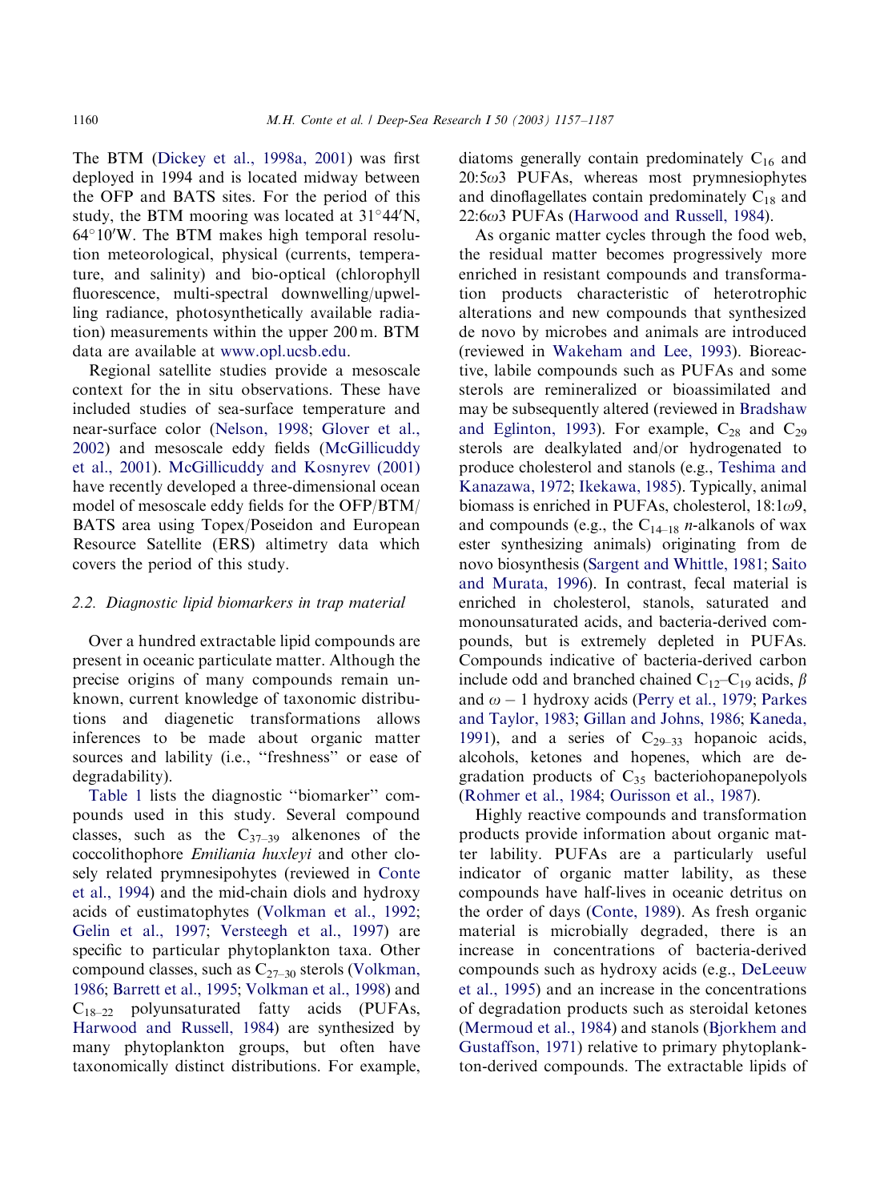The BTM (Dickey et al., 1998a, 2001) was first deployed in 1994 and is located midway between the OFP and BATS sites. For the period of this study, the BTM mooring was located at 31°44′N, 64°10′W. The BTM makes high temporal resolution meteorological, physical (currents, temperature, and salinity) and bio-optical (chlorophyll fluorescence, multi-spectral downwelling/upwelling radiance, photosynthetically available radiation) measurements within the upper 200 m. BTM data are available at www.opl.ucsb.edu.

Regional satellite studies provide a mesoscale context for the in situ observations. These have included studies of sea-surface temperature and near-surface color (Nelson, 1998; Glover et al., 2002) and mesoscale eddy fields (McGillicuddy et al., 2001). McGillicuddy and Kosnyrev (2001) have recently developed a three-dimensional ocean model of mesoscale eddy fields for the OFP/BTM/BATS area using Topex/Poseidon and European Resource Satellite (ERS) altimetry data which covers the period of this study.

### 2.2. Diagnostic lipid biomarkers in trap material

Over a hundred extractable lipid compounds are present in oceanic particulate matter. Although the precise origins of many compounds remain unknown, current knowledge of taxonomic distributions and diagenetic transformations allows inferences to be made about organic matter sources and lability (i.e., "freshness" or ease of degradability).

Table 1 lists the diagnostic "biomarker" compounds used in this study. Several compound classes, such as the $C_{37-39}$ alkenones of the coccolithophore *Emiliania huxleyi* and other closely related prymnesipohytes (reviewed in Conte et al., 1994) and the mid-chain diols and hydroxy acids of eustimatophytes (Volkman et al., 1992; Gelin et al., 1997; Versteegh et al., 1997) are specific to particular phytoplankton taxa. Other compound classes, such as $C_{27-30}$ sterols (Volkman, 1986; Barrett et al., 1995; Volkman et al., 1998) and $C_{18-22}$ polyunsaturated fatty acids (PUFAs, Harwood and Russell, 1984) are synthesized by many phytoplankton groups, but often have taxonomically distinct distributions. For example, diatoms generally contain predominately $C_{16}$ and 20:5ω3 PUFAs, whereas most prymnesiophytes and dinoflagellates contain predominately $C_{18}$ and 22:6ω3 PUFAs (Harwood and Russell, 1984).

As organic matter cycles through the food web, the residual matter becomes progressively more enriched in resistant compounds and transformation products characteristic of heterotrophic alterations and new compounds that synthesized de novo by microbes and animals are introduced (reviewed in Wakeham and Lee, 1993). Bioreactive, labile compounds such as PUFAs and some sterols are remineralized or bioassimilated and may be subsequently altered (reviewed in Bradshaw and Eglinton, 1993). For example, $C_{28}$ and $C_{29}$ sterols are dealkylated and/or hydrogenated to produce cholesterol and stanols (e.g., Teshima and Kanazawa, 1972; Ikekawa, 1985). Typically, animal biomass is enriched in PUFAs, cholesterol, 18:1ω9, and compounds (e.g., the $C_{14-18}$ *n*-alkanols of wax ester synthesizing animals) originating from de novo biosynthesis (Sargent and Whittle, 1981; Saito and Murata, 1996). In contrast, fecal material is enriched in cholesterol, stanols, saturated and monounsaturated acids, and bacteria-derived compounds, but is extremely depleted in PUFAs. Compounds indicative of bacteria-derived carbon include odd and branched chained $C_{12}$–$C_{19}$ acids, $\beta$ and $\omega-1$ hydroxy acids (Perry et al., 1979; Parkes and Taylor, 1983; Gillan and Johns, 1986; Kaneda, 1991), and a series of $C_{29-33}$ hopanoic acids, alcohols, ketones and hopenes, which are degradation products of $C_{35}$ bacteriohopanepolyols (Rohmer et al., 1984; Ourisson et al., 1987).

Highly reactive compounds and transformation products provide information about organic matter lability. PUFAs are a particularly useful indicator of organic matter lability, as these compounds have half-lives in oceanic detritus on the order of days (Conte, 1989). As fresh organic material is microbially degraded, there is an increase in concentrations of bacteria-derived compounds such as hydroxy acids (e.g., DeLeeuw et al., 1995) and an increase in the concentrations of degradation products such as steroidal ketones (Mermoud et al., 1984) and stanols (Bjorkhem and Gustaffson, 1971) relative to primary phytoplankton-derived compounds. The extractable lipids of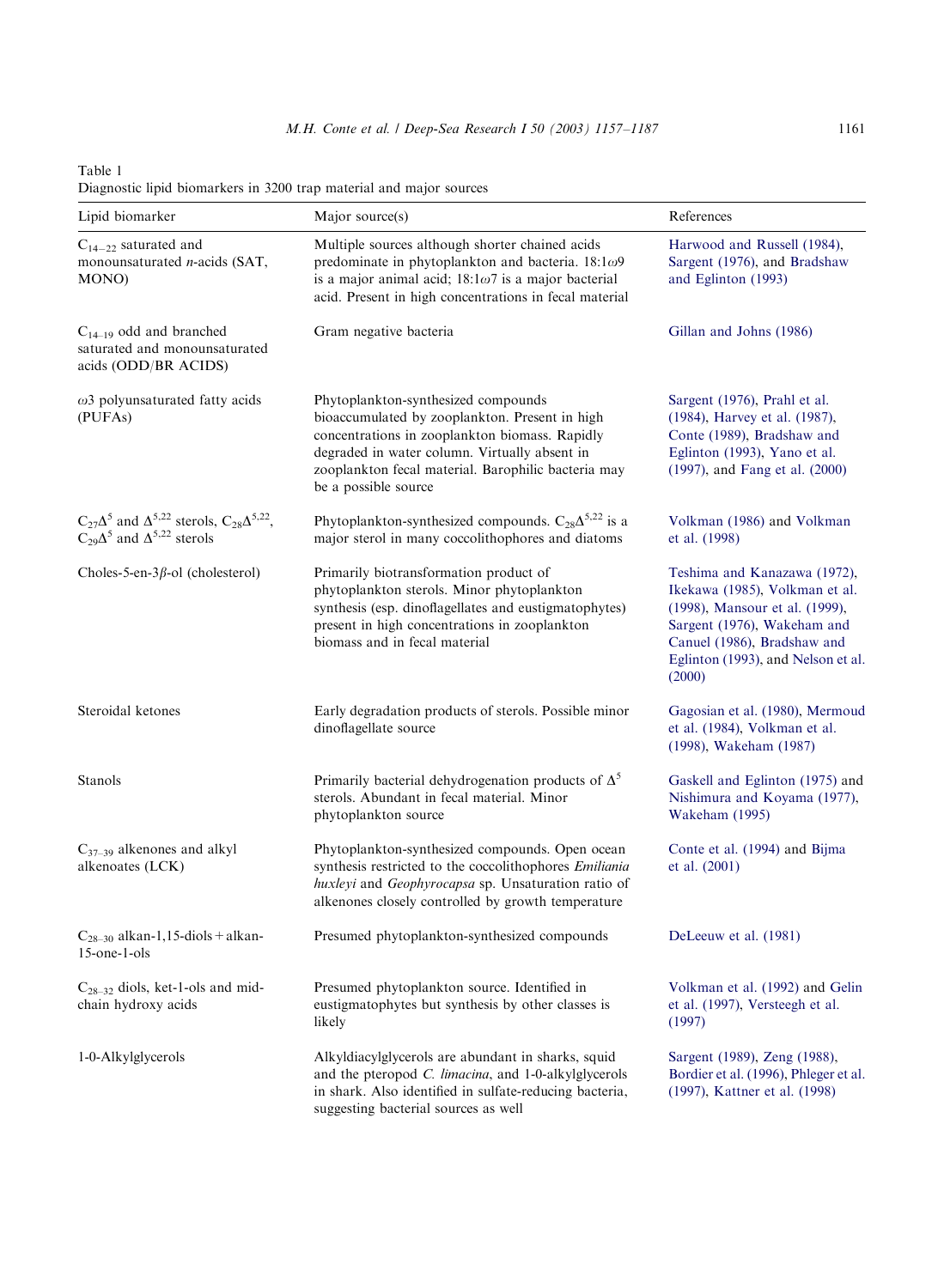Table 1
Diagnostic lipid biomarkers in 3200 trap material and major sources

| Lipid biomarker | Major source(s) | References |
|---|---|---|
| $C_{14-22}$ saturated and monounsaturated *n*-acids (SAT, MONO) | Multiple sources although shorter chained acids predominate in phytoplankton and bacteria. 18:1$\omega$9 is a major animal acid; 18:1$\omega$7 is a major bacterial acid. Present in high concentrations in fecal material | Harwood and Russell (1984), Sargent (1976), and Bradshaw and Eglinton (1993) |
| $C_{14-19}$ odd and branched saturated and monounsaturated acids (ODD/BR ACIDS) | Gram negative bacteria | Gillan and Johns (1986) |
| $\omega$3 polyunsaturated fatty acids (PUFAs) | Phytoplankton-synthesized compounds bioaccumulated by zooplankton. Present in high concentrations in zooplankton biomass. Rapidly degraded in water column. Virtually absent in zooplankton fecal material. Barophilic bacteria may be a possible source | Sargent (1976), Prahl et al. (1984), Harvey et al. (1987), Conte (1989), Bradshaw and Eglinton (1993), Yano et al. (1997), and Fang et al. (2000) |
| $C_{27}\Delta^5$ and $\Delta^{5,22}$ sterols, $C_{28}\Delta^{5,22}$, $C_{29}\Delta^5$ and $\Delta^{5,22}$ sterols | Phytoplankton-synthesized compounds. $C_{28}\Delta^{5,22}$ is a major sterol in many coccolithophores and diatoms | Volkman (1986) and Volkman et al. (1998) |
| Choles-5-en-3$\beta$-ol (cholesterol) | Primarily biotransformation product of phytoplankton sterols. Minor phytoplankton synthesis (esp. dinoflagellates and eustigmatophytes) present in high concentrations in zooplankton biomass and in fecal material | Teshima and Kanazawa (1972), Ikekawa (1985), Volkman et al. (1998), Mansour et al. (1999), Sargent (1976), Wakeham and Canuel (1986), Bradshaw and Eglinton (1993), and Nelson et al. (2000) |
| Steroidal ketones | Early degradation products of sterols. Possible minor dinoflagellate source | Gagosian et al. (1980), Mermoud et al. (1984), Volkman et al. (1998), Wakeham (1987) |
| Stanols | Primarily bacterial dehydrogenation products of $\Delta^5$ sterols. Abundant in fecal material. Minor phytoplankton source | Gaskell and Eglinton (1975) and Nishimura and Koyama (1977), Wakeham (1995) |
| $C_{37-39}$ alkenones and alkyl alkenoates (LCK) | Phytoplankton-synthesized compounds. Open ocean synthesis restricted to the coccolithophores *Emiliania huxleyi* and *Geophyrocapsa* sp. Unsaturation ratio of alkenones closely controlled by growth temperature | Conte et al. (1994) and Bijma et al. (2001) |
| $C_{28-30}$ alkan-1,15-diols + alkan-15-one-1-ols | Presumed phytoplankton-synthesized compounds | DeLeeuw et al. (1981) |
| $C_{28-32}$ diols, ket-1-ols and mid-chain hydroxy acids | Presumed phytoplankton source. Identified in eustigmatophytes but synthesis by other classes is likely | Volkman et al. (1992) and Gelin et al. (1997), Versteegh et al. (1997) |
| 1-0-Alkylglycerols | Alkyldiacylglycerols are abundant in sharks, squid and the pteropod *C. limacina*, and 1-0-alkylglycerols in shark. Also identified in sulfate-reducing bacteria, suggesting bacterial sources as well | Sargent (1989), Zeng (1988), Bordier et al. (1996), Phleger et al. (1997), Kattner et al. (1998) |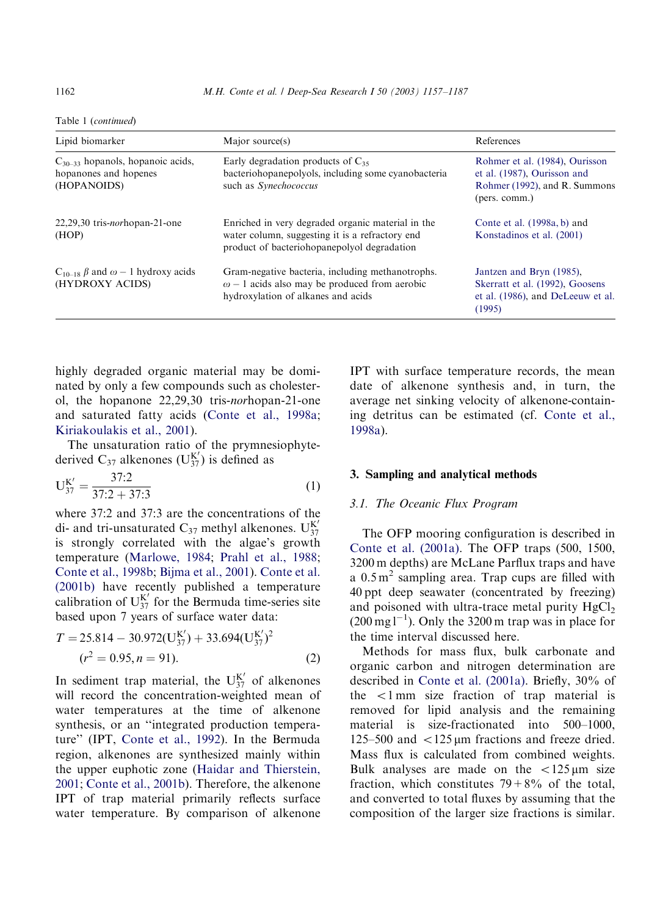Table 1 (*continued*)

| Lipid biomarker | Major source(s) | References |
|---|---|---|
| $C_{30-33}$ hopanols, hopanoic acids, hopanones and hopenes (HOPANOIDS) | Early degradation products of $C_{35}$ bacteriohopanepolyols, including some cyanobacteria such as *Synechococcus* | Rohmer et al. (1984), Ourisson et al. (1987), Ourisson and Rohmer (1992), and R. Summons (pers. comm.) |
| 22,29,30 tris-*nor*hopan-21-one (HOP) | Enriched in very degraded organic material in the water column, suggesting it is a refractory end product of bacteriohopanepolyol degradation | Conte et al. (1998a, b) and Konstadinos et al. (2001) |
| $C_{10-18}$ $\beta$ and $\omega-1$ hydroxy acids (HYDROXY ACIDS) | Gram-negative bacteria, including methanotrophs. $\omega-1$ acids also may be produced from aerobic hydroxylation of alkanes and acids | Jantzen and Bryn (1985), Skerratt et al. (1992), Goosens et al. (1986), and DeLeeuw et al. (1995) |

highly degraded organic material may be dominated by only a few compounds such as cholesterol, the hopanone 22,29,30 tris-*nor*hopan-21-one and saturated fatty acids (Conte et al., 1998a; Kiriakoulakis et al., 2001).

The unsaturation ratio of the prymnesiophyte-derived $C_{37}$ alkenones ($U^{K'}_{37}$) is defined as

$$U^{K'}_{37} = \frac{37{:}2}{37{:}2 + 37{:}3} \tag{1}$$

where 37:2 and 37:3 are the concentrations of the di- and tri-unsaturated $C_{37}$ methyl alkenones. $U^{K'}_{37}$ is strongly correlated with the algae's growth temperature (Marlowe, 1984; Prahl et al., 1988; Conte et al., 1998b; Bijma et al., 2001). Conte et al. (2001b) have recently published a temperature calibration of $U^{K'}_{37}$ for the Bermuda time-series site based upon 7 years of surface water data:

$$T = 25.814 - 30.972(U^{K'}_{37}) + 33.694(U^{K'}_{37})^2 \quad (r^2 = 0.95, n = 91). \tag{2}$$

In sediment trap material, the $U^{K'}_{37}$ of alkenones will record the concentration-weighted mean of water temperatures at the time of alkenone synthesis, or an "integrated production temperature" (IPT, Conte et al., 1992). In the Bermuda region, alkenones are synthesized mainly within the upper euphotic zone (Haidar and Thierstein, 2001; Conte et al., 2001b). Therefore, the alkenone IPT of trap material primarily reflects surface water temperature. By comparison of alkenone IPT with surface temperature records, the mean date of alkenone synthesis and, in turn, the average net sinking velocity of alkenone-containing detritus can be estimated (cf. Conte et al., 1998a).

## 3. Sampling and analytical methods

### 3.1. The Oceanic Flux Program

The OFP mooring configuration is described in Conte et al. (2001a). The OFP traps (500, 1500, 3200 m depths) are McLane Parflux traps and have a $0.5\,m^2$ sampling area. Trap cups are filled with 40 ppt deep seawater (concentrated by freezing) and poisoned with ultra-trace metal purity $HgCl_2$ ($200\,mg\,l^{-1}$). Only the 3200 m trap was in place for the time interval discussed here.

Methods for mass flux, bulk carbonate and organic carbon and nitrogen determination are described in Conte et al. (2001a). Briefly, 30% of the $<1$ mm size fraction of trap material is removed for lipid analysis and the remaining material is size-fractionated into 500–1000, 125–500 and $<125\,\mu m$ fractions and freeze dried. Mass flux is calculated from combined weights. Bulk analyses are made on the $<125\,\mu m$ size fraction, which constitutes $79+8\%$ of the total, and converted to total fluxes by assuming that the composition of the larger size fractions is similar.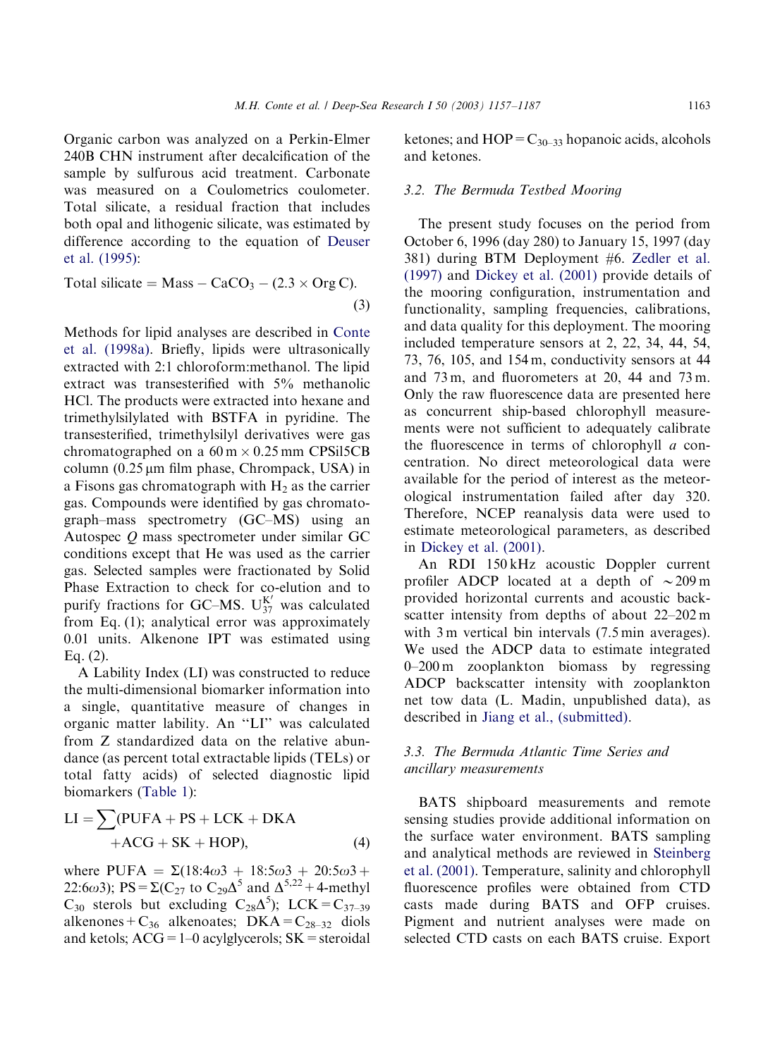Organic carbon was analyzed on a Perkin-Elmer 240B CHN instrument after decalcification of the sample by sulfurous acid treatment. Carbonate was measured on a Coulometrics coulometer. Total silicate, a residual fraction that includes both opal and lithogenic silicate, was estimated by difference according to the equation of Deuser et al. (1995):

$$\text{Total silicate} = \text{Mass} - \text{CaCO}_3 - (2.3 \times \text{Org C}). \quad (3)$$

Methods for lipid analyses are described in Conte et al. (1998a). Briefly, lipids were ultrasonically extracted with 2:1 chloroform:methanol. The lipid extract was transesterified with 5% methanolic HCl. The products were extracted into hexane and trimethylsilylated with BSTFA in pyridine. The transesterified, trimethylsilyl derivatives were gas chromatographed on a 60 m × 0.25 mm CPSil5CB column (0.25 μm film phase, Chrompack, USA) in a Fisons gas chromatograph with $H_2$ as the carrier gas. Compounds were identified by gas chromatograph–mass spectrometry (GC–MS) using an Autospec *Q* mass spectrometer under similar GC conditions except that He was used as the carrier gas. Selected samples were fractionated by Solid Phase Extraction to check for co-elution and to purify fractions for GC–MS. $U^{K'}_{37}$ was calculated from Eq. (1); analytical error was approximately 0.01 units. Alkenone IPT was estimated using Eq. (2).

A Lability Index (LI) was constructed to reduce the multi-dimensional biomarker information into a single, quantitative measure of changes in organic matter lability. An "LI" was calculated from Z standardized data on the relative abundance (as percent total extractable lipids (TELs) or total fatty acids) of selected diagnostic lipid biomarkers (Table 1):

$$\text{LI} = \sum(\text{PUFA} + \text{PS} + \text{LCK} + \text{DKA} + \text{ACG} + \text{SK} + \text{HOP}), \quad (4)$$

where PUFA $= \Sigma(18{:}4\omega3 + 18{:}5\omega3 + 20{:}5\omega3 + 22{:}6\omega3)$; PS $= \Sigma(C_{27}$ to $C_{29}\Delta^5$ and $\Delta^{5,22}$ + 4-methyl $C_{30}$ sterols but excluding $C_{28}\Delta^5)$; LCK $= C_{37-39}$ alkenones + $C_{36}$ alkenoates; DKA $= C_{28-32}$ diols and ketols; ACG = 1–0 acylglycerols; SK = steroidal ketones; and HOP $= C_{30-33}$ hopanoic acids, alcohols and ketones.

### 3.2. The Bermuda Testbed Mooring

The present study focuses on the period from October 6, 1996 (day 280) to January 15, 1997 (day 381) during BTM Deployment #6. Zedler et al. (1997) and Dickey et al. (2001) provide details of the mooring configuration, instrumentation and functionality, sampling frequencies, calibrations, and data quality for this deployment. The mooring included temperature sensors at 2, 22, 34, 44, 54, 73, 76, 105, and 154 m, conductivity sensors at 44 and 73 m, and fluorometers at 20, 44 and 73 m. Only the raw fluorescence data are presented here as concurrent ship-based chlorophyll measurements were not sufficient to adequately calibrate the fluorescence in terms of chlorophyll *a* concentration. No direct meteorological data were available for the period of interest as the meteorological instrumentation failed after day 320. Therefore, NCEP reanalysis data were used to estimate meteorological parameters, as described in Dickey et al. (2001).

An RDI 150 kHz acoustic Doppler current profiler ADCP located at a depth of ~209 m provided horizontal currents and acoustic backscatter intensity from depths of about 22–202 m with 3 m vertical bin intervals (7.5 min averages). We used the ADCP data to estimate integrated 0–200 m zooplankton biomass by regressing ADCP backscatter intensity with zooplankton net tow data (L. Madin, unpublished data), as described in Jiang et al., (submitted).

### 3.3. The Bermuda Atlantic Time Series and ancillary measurements

BATS shipboard measurements and remote sensing studies provide additional information on the surface water environment. BATS sampling and analytical methods are reviewed in Steinberg et al. (2001). Temperature, salinity and chlorophyll fluorescence profiles were obtained from CTD casts made during BATS and OFP cruises. Pigment and nutrient analyses were made on selected CTD casts on each BATS cruise. Export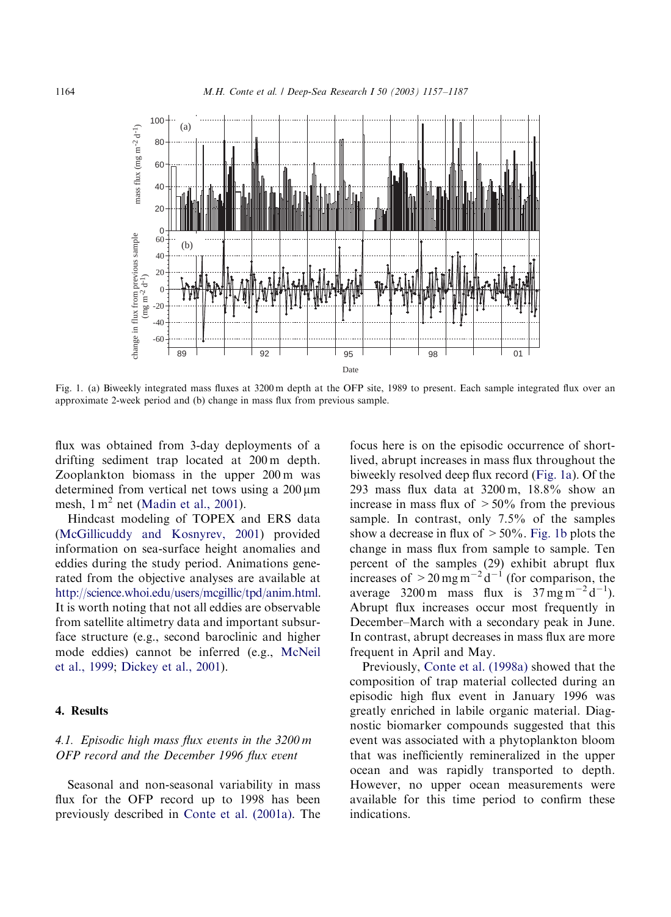Fig. 1. (a) Biweekly integrated mass fluxes at 3200 m depth at the OFP site, 1989 to present. Each sample integrated flux over an approximate 2-week period and (b) change in mass flux from previous sample.

flux was obtained from 3-day deployments of a drifting sediment trap located at 200 m depth. Zooplankton biomass in the upper 200 m was determined from vertical net tows using a 200 μm mesh, 1 m$^2$ net (Madin et al., 2001).

Hindcast modeling of TOPEX and ERS data (McGillicuddy and Kosnyrev, 2001) provided information on sea-surface height anomalies and eddies during the study period. Animations generated from the objective analyses are available at http://science.whoi.edu/users/mcgillic/tpd/anim.html. It is worth noting that not all eddies are observable from satellite altimetry data and important subsurface structure (e.g., second baroclinic and higher mode eddies) cannot be inferred (e.g., McNeil et al., 1999; Dickey et al., 2001).

## 4. Results

### 4.1. Episodic high mass flux events in the 3200 m OFP record and the December 1996 flux event

Seasonal and non-seasonal variability in mass flux for the OFP record up to 1998 has been previously described in Conte et al. (2001a). The focus here is on the episodic occurrence of short-lived, abrupt increases in mass flux throughout the biweekly resolved deep flux record (Fig. 1a). Of the 293 mass flux data at 3200 m, 18.8% show an increase in mass flux of >50% from the previous sample. In contrast, only 7.5% of the samples show a decrease in flux of >50%. Fig. 1b plots the change in mass flux from sample to sample. Ten percent of the samples (29) exhibit abrupt flux increases of >20 mg m$^{-2}$ d$^{-1}$ (for comparison, the average 3200 m mass flux is 37 mg m$^{-2}$ d$^{-1}$). Abrupt flux increases occur most frequently in December–March with a secondary peak in June. In contrast, abrupt decreases in mass flux are more frequent in April and May.

Previously, Conte et al. (1998a) showed that the composition of trap material collected during an episodic high flux event in January 1996 was greatly enriched in labile organic material. Diagnostic biomarker compounds suggested that this event was associated with a phytoplankton bloom that was inefficiently remineralized in the upper ocean and was rapidly transported to depth. However, no upper ocean measurements were available for this time period to confirm these indications.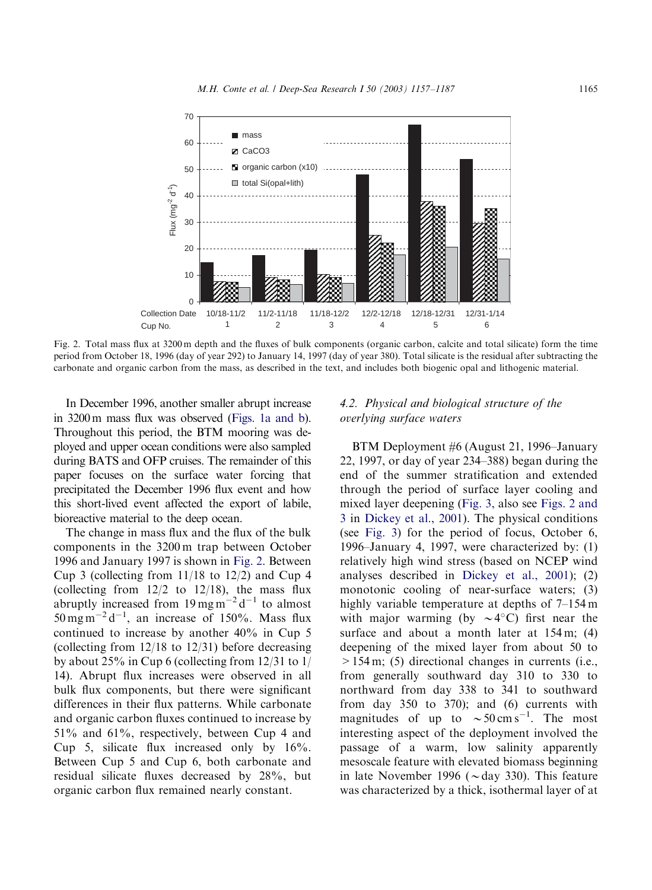Fig. 2. Total mass flux at 3200 m depth and the fluxes of bulk components (organic carbon, calcite and total silicate) form the time period from October 18, 1996 (day of year 292) to January 14, 1997 (day of year 380). Total silicate is the residual after subtracting the carbonate and organic carbon from the mass, as described in the text, and includes both biogenic opal and lithogenic material.

In December 1996, another smaller abrupt increase in 3200 m mass flux was observed (Figs. 1a and b). Throughout this period, the BTM mooring was deployed and upper ocean conditions were also sampled during BATS and OFP cruises. The remainder of this paper focuses on the surface water forcing that precipitated the December 1996 flux event and how this short-lived event affected the export of labile, bioreactive material to the deep ocean.

The change in mass flux and the flux of the bulk components in the 3200 m trap between October 1996 and January 1997 is shown in Fig. 2. Between Cup 3 (collecting from 11/18 to 12/2) and Cup 4 (collecting from 12/2 to 12/18), the mass flux abruptly increased from $19\,\mathrm{mg\,m^{-2}\,d^{-1}}$ to almost $50\,\mathrm{mg\,m^{-2}\,d^{-1}}$, an increase of 150%. Mass flux continued to increase by another 40% in Cup 5 (collecting from 12/18 to 12/31) before decreasing by about 25% in Cup 6 (collecting from 12/31 to 1/14). Abrupt flux increases were observed in all bulk flux components, but there were significant differences in their flux patterns. While carbonate and organic carbon fluxes continued to increase by 51% and 61%, respectively, between Cup 4 and Cup 5, silicate flux increased only by 16%. Between Cup 5 and Cup 6, both carbonate and residual silicate fluxes decreased by 28%, but organic carbon flux remained nearly constant.

### 4.2. Physical and biological structure of the overlying surface waters

BTM Deployment #6 (August 21, 1996–January 22, 1997, or day of year 234–388) began during the end of the summer stratification and extended through the period of surface layer cooling and mixed layer deepening (Fig. 3, also see Figs. 2 and 3 in Dickey et al., 2001). The physical conditions (see Fig. 3) for the period of focus, October 6, 1996–January 4, 1997, were characterized by: (1) relatively high wind stress (based on NCEP wind analyses described in Dickey et al., 2001); (2) monotonic cooling of near-surface waters; (3) highly variable temperature at depths of 7–154 m with major warming (by $\sim 4^{\circ}\mathrm{C}$) first near the surface and about a month later at 154 m; (4) deepening of the mixed layer from about 50 to $>154$ m; (5) directional changes in currents (i.e., from generally southward day 310 to 330 to northward from day 338 to 341 to southward from day 350 to 370); and (6) currents with magnitudes of up to $\sim 50\,\mathrm{cm\,s^{-1}}$. The most interesting aspect of the deployment involved the passage of a warm, low salinity apparently mesoscale feature with elevated biomass beginning in late November 1996 ($\sim$day 330). This feature was characterized by a thick, isothermal layer of at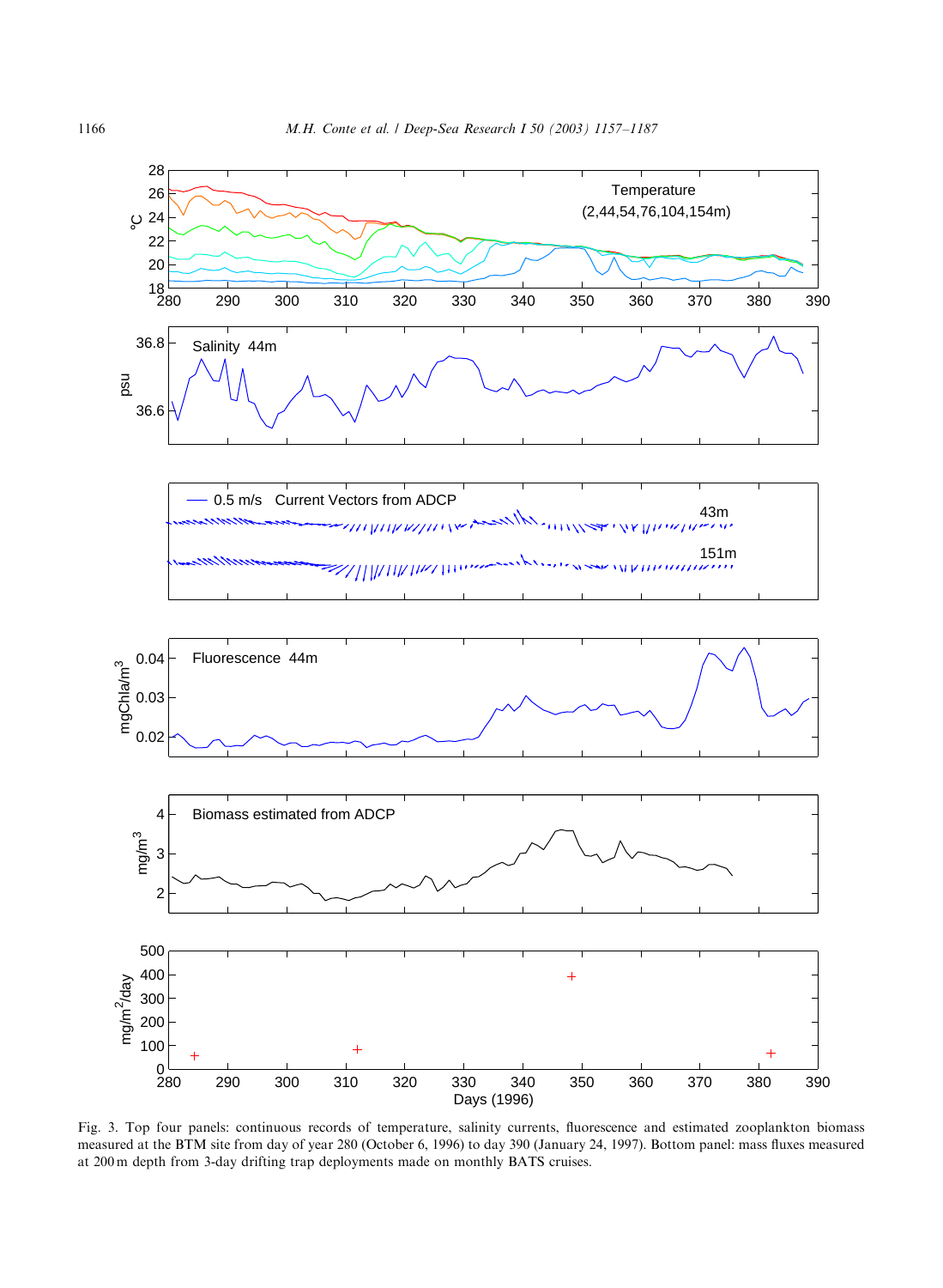Fig. 3. Top four panels: continuous records of temperature, salinity currents, fluorescence and estimated zooplankton biomass measured at the BTM site from day of year 280 (October 6, 1996) to day 390 (January 24, 1997). Bottom panel: mass fluxes measured at 200 m depth from 3-day drifting trap deployments made on monthly BATS cruises.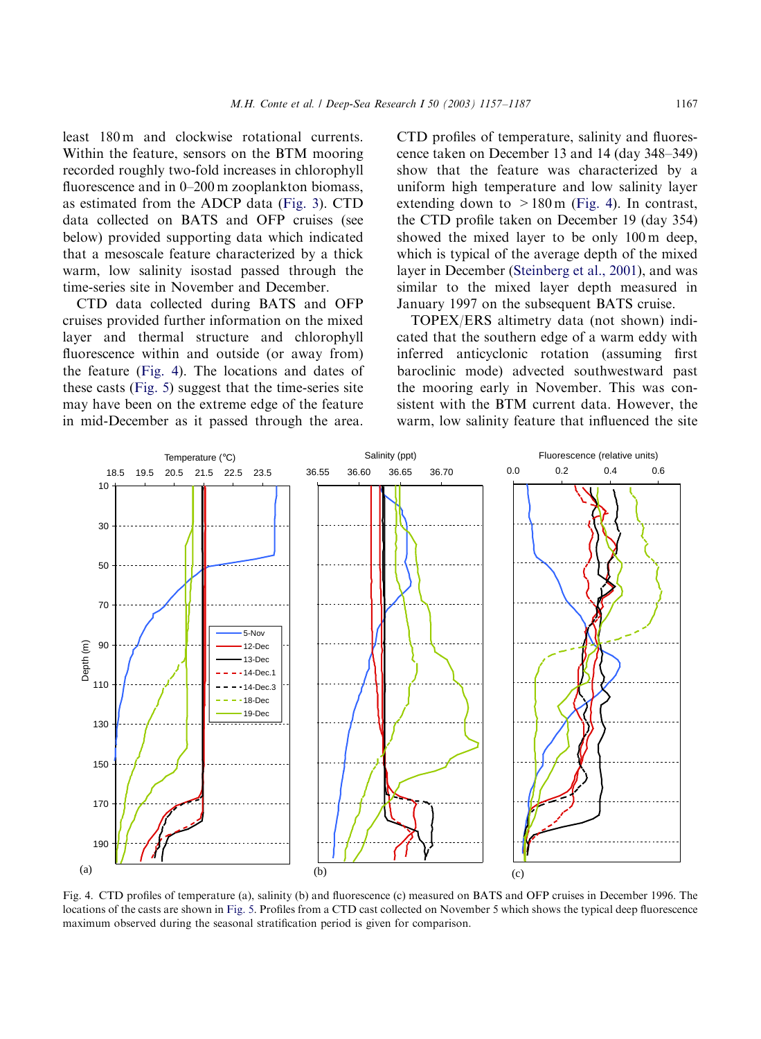least 180 m and clockwise rotational currents. Within the feature, sensors on the BTM mooring recorded roughly two-fold increases in chlorophyll fluorescence and in 0–200 m zooplankton biomass, as estimated from the ADCP data (Fig. 3). CTD data collected on BATS and OFP cruises (see below) provided supporting data which indicated that a mesoscale feature characterized by a thick warm, low salinity isostad passed through the time-series site in November and December.

CTD data collected during BATS and OFP cruises provided further information on the mixed layer and thermal structure and chlorophyll fluorescence within and outside (or away from) the feature (Fig. 4). The locations and dates of these casts (Fig. 5) suggest that the time-series site may have been on the extreme edge of the feature in mid-December as it passed through the area. CTD profiles of temperature, salinity and fluorescence taken on December 13 and 14 (day 348–349) show that the feature was characterized by a uniform high temperature and low salinity layer extending down to >180 m (Fig. 4). In contrast, the CTD profile taken on December 19 (day 354) showed the mixed layer to be only 100 m deep, which is typical of the average depth of the mixed layer in December (Steinberg et al., 2001), and was similar to the mixed layer depth measured in January 1997 on the subsequent BATS cruise.

TOPEX/ERS altimetry data (not shown) indicated that the southern edge of a warm eddy with inferred anticyclonic rotation (assuming first baroclinic mode) advected southwestward past the mooring early in November. This was consistent with the BTM current data. However, the warm, low salinity feature that influenced the site

Fig. 4. CTD profiles of temperature (a), salinity (b) and fluorescence (c) measured on BATS and OFP cruises in December 1996. The locations of the casts are shown in Fig. 5. Profiles from a CTD cast collected on November 5 which shows the typical deep fluorescence maximum observed during the seasonal stratification period is given for comparison.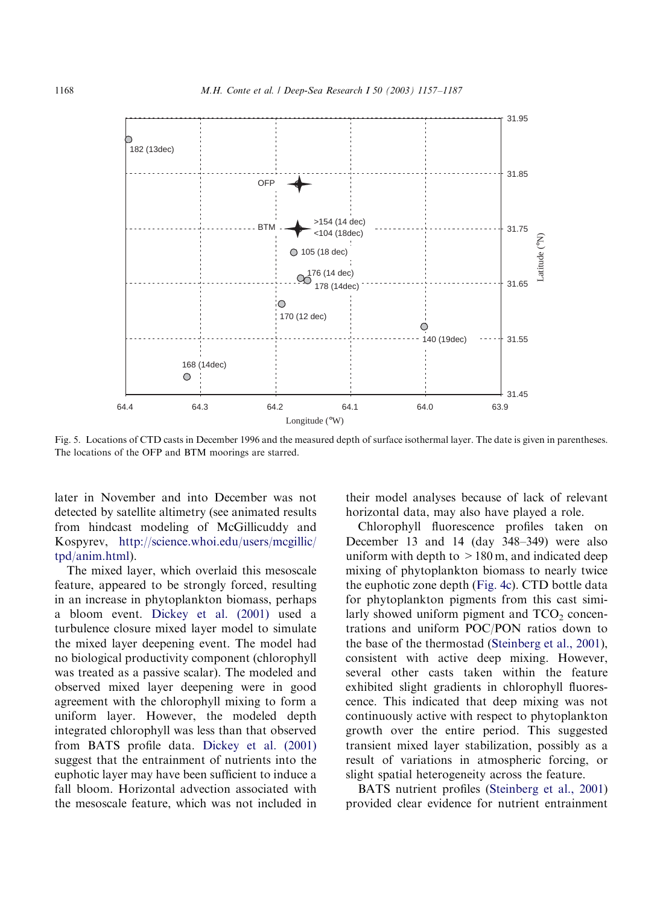Fig. 5. Locations of CTD casts in December 1996 and the measured depth of surface isothermal layer. The date is given in parentheses. The locations of the OFP and BTM moorings are starred.

later in November and into December was not detected by satellite altimetry (see animated results from hindcast modeling of McGillicuddy and Kospyrev, http://science.whoi.edu/users/mcgillic/tpd/anim.html).

The mixed layer, which overlaid this mesoscale feature, appeared to be strongly forced, resulting in an increase in phytoplankton biomass, perhaps a bloom event. Dickey et al. (2001) used a turbulence closure mixed layer model to simulate the mixed layer deepening event. The model had no biological productivity component (chlorophyll was treated as a passive scalar). The modeled and observed mixed layer deepening were in good agreement with the chlorophyll mixing to form a uniform layer. However, the modeled depth integrated chlorophyll was less than that observed from BATS profile data. Dickey et al. (2001) suggest that the entrainment of nutrients into the euphotic layer may have been sufficient to induce a fall bloom. Horizontal advection associated with the mesoscale feature, which was not included in their model analyses because of lack of relevant horizontal data, may also have played a role.

Chlorophyll fluorescence profiles taken on December 13 and 14 (day 348–349) were also uniform with depth to $>180$ m, and indicated deep mixing of phytoplankton biomass to nearly twice the euphotic zone depth (Fig. 4c). CTD bottle data for phytoplankton pigments from this cast similarly showed uniform pigment and $TCO_2$ concentrations and uniform POC/PON ratios down to the base of the thermostad (Steinberg et al., 2001), consistent with active deep mixing. However, several other casts taken within the feature exhibited slight gradients in chlorophyll fluorescence. This indicated that deep mixing was not continuously active with respect to phytoplankton growth over the entire period. This suggested transient mixed layer stabilization, possibly as a result of variations in atmospheric forcing, or slight spatial heterogeneity across the feature.

BATS nutrient profiles (Steinberg et al., 2001) provided clear evidence for nutrient entrainment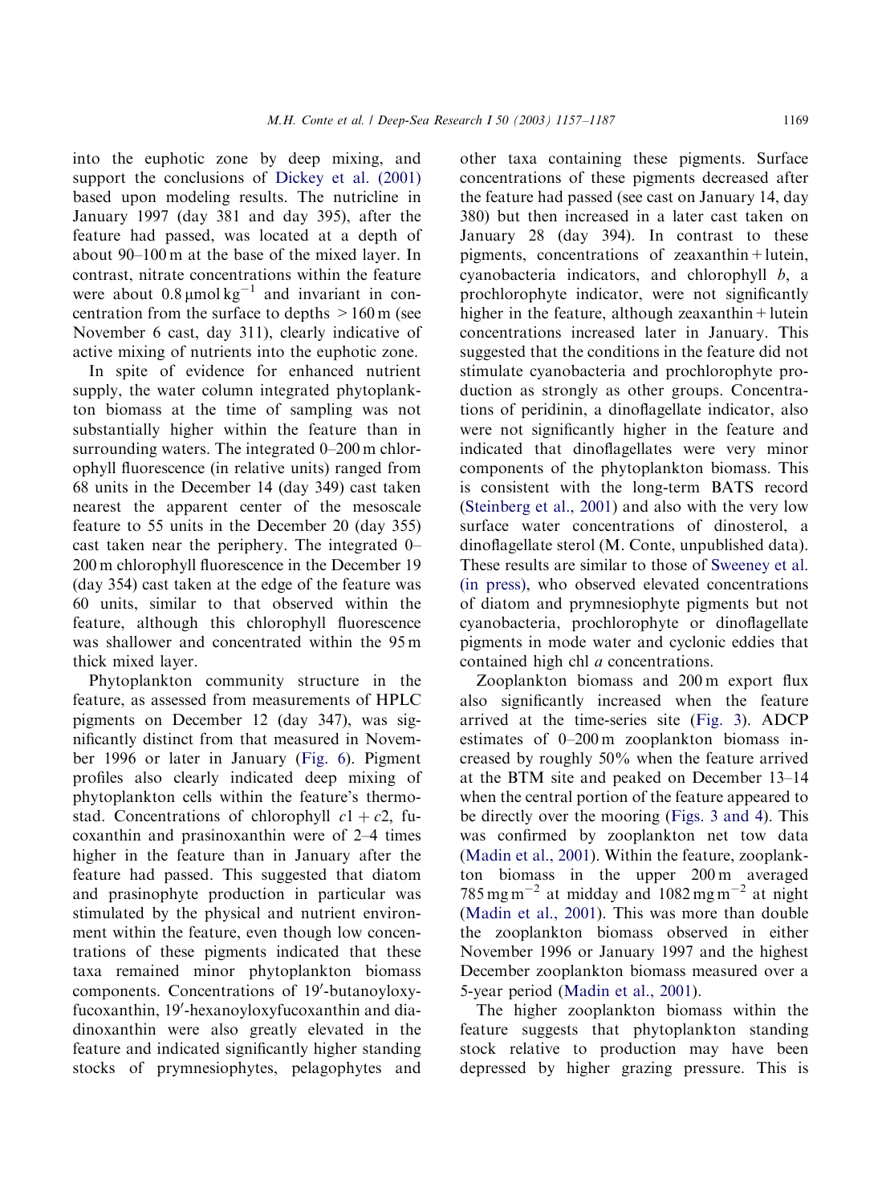into the euphotic zone by deep mixing, and support the conclusions of Dickey et al. (2001) based upon modeling results. The nutricline in January 1997 (day 381 and day 395), after the feature had passed, was located at a depth of about 90–100 m at the base of the mixed layer. In contrast, nitrate concentrations within the feature were about $0.8\,\mu mol\,kg^{-1}$ and invariant in concentration from the surface to depths $>160$ m (see November 6 cast, day 311), clearly indicative of active mixing of nutrients into the euphotic zone.

In spite of evidence for enhanced nutrient supply, the water column integrated phytoplankton biomass at the time of sampling was not substantially higher within the feature than in surrounding waters. The integrated 0–200 m chlorophyll fluorescence (in relative units) ranged from 68 units in the December 14 (day 349) cast taken nearest the apparent center of the mesoscale feature to 55 units in the December 20 (day 355) cast taken near the periphery. The integrated 0–200 m chlorophyll fluorescence in the December 19 (day 354) cast taken at the edge of the feature was 60 units, similar to that observed within the feature, although this chlorophyll fluorescence was shallower and concentrated within the 95 m thick mixed layer.

Phytoplankton community structure in the feature, as assessed from measurements of HPLC pigments on December 12 (day 347), was significantly distinct from that measured in November 1996 or later in January (Fig. 6). Pigment profiles also clearly indicated deep mixing of phytoplankton cells within the feature's thermostad. Concentrations of chlorophyll $c1+c2$, fucoxanthin and prasinoxanthin were of 2–4 times higher in the feature than in January after the feature had passed. This suggested that diatom and prasinophyte production in particular was stimulated by the physical and nutrient environment within the feature, even though low concentrations of these pigments indicated that these taxa remained minor phytoplankton biomass components. Concentrations of 19′-butanoyloxyfucoxanthin, 19′-hexanoyloxyfucoxanthin and diadinoxanthin were also greatly elevated in the feature and indicated significantly higher standing stocks of prymnesiophytes, pelagophytes and other taxa containing these pigments. Surface concentrations of these pigments decreased after the feature had passed (see cast on January 14, day 380) but then increased in a later cast taken on January 28 (day 394). In contrast to these pigments, concentrations of zeaxanthin + lutein, cyanobacteria indicators, and chlorophyll *b*, a prochlorophyte indicator, were not significantly higher in the feature, although zeaxanthin + lutein concentrations increased later in January. This suggested that the conditions in the feature did not stimulate cyanobacteria and prochlorophyte production as strongly as other groups. Concentrations of peridinin, a dinoflagellate indicator, also were not significantly higher in the feature and indicated that dinoflagellates were very minor components of the phytoplankton biomass. This is consistent with the long-term BATS record (Steinberg et al., 2001) and also with the very low surface water concentrations of dinosterol, a dinoflagellate sterol (M. Conte, unpublished data). These results are similar to those of Sweeney et al. (in press), who observed elevated concentrations of diatom and prymnesiophyte pigments but not cyanobacteria, prochlorophyte or dinoflagellate pigments in mode water and cyclonic eddies that contained high chl *a* concentrations.

Zooplankton biomass and 200 m export flux also significantly increased when the feature arrived at the time-series site (Fig. 3). ADCP estimates of 0–200 m zooplankton biomass increased by roughly 50% when the feature arrived at the BTM site and peaked on December 13–14 when the central portion of the feature appeared to be directly over the mooring (Figs. 3 and 4). This was confirmed by zooplankton net tow data (Madin et al., 2001). Within the feature, zooplankton biomass in the upper 200 m averaged $785\,mg\,m^{-2}$ at midday and $1082\,mg\,m^{-2}$ at night (Madin et al., 2001). This was more than double the zooplankton biomass observed in either November 1996 or January 1997 and the highest December zooplankton biomass measured over a 5-year period (Madin et al., 2001).

The higher zooplankton biomass within the feature suggests that phytoplankton standing stock relative to production may have been depressed by higher grazing pressure. This is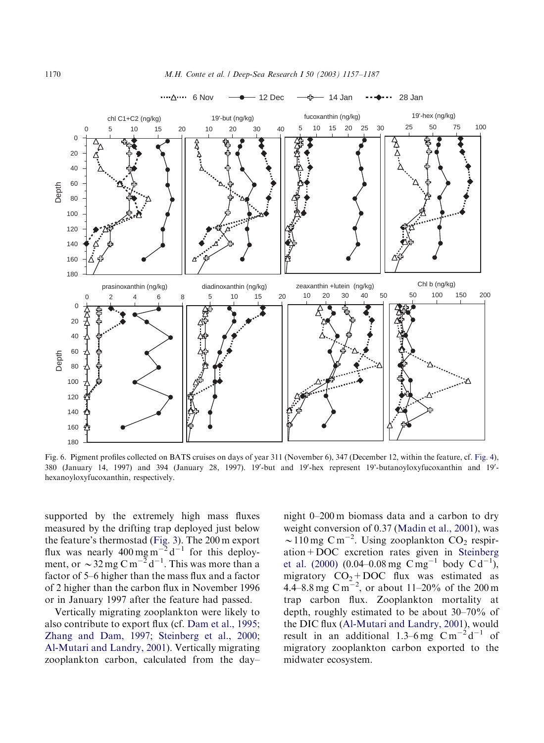Fig. 6. Pigment profiles collected on BATS cruises on days of year 311 (November 6), 347 (December 12, within the feature, cf. Fig. 4), 380 (January 14, 1997) and 394 (January 28, 1997). 19′-but and 19′-hex represent 19'-butanoyloxyfucoxanthin and 19′-hexanoyloxyfucoxanthin, respectively.

supported by the extremely high mass fluxes measured by the drifting trap deployed just below the feature's thermostad (Fig. 3). The 200 m export flux was nearly $400\,\mathrm{mg\,m^{-2}\,d^{-1}}$ for this deployment, or $\sim 32\,\mathrm{mg\,C\,m^{-2}\,d^{-1}}$. This was more than a factor of 5–6 higher than the mass flux and a factor of 2 higher than the carbon flux in November 1996 or in January 1997 after the feature had passed.

Vertically migrating zooplankton were likely to also contribute to export flux (cf. Dam et al., 1995; Zhang and Dam, 1997; Steinberg et al., 2000; Al-Mutari and Landry, 2001). Vertically migrating zooplankton carbon, calculated from the day–night 0–200 m biomass data and a carbon to dry weight conversion of 0.37 (Madin et al., 2001), was $\sim 110\,\mathrm{mg\,C\,m^{-2}}$. Using zooplankton $CO_2$ respiration + DOC excretion rates given in Steinberg et al. (2000) ($0.04$–$0.08\,\mathrm{mg\,C\,mg^{-1}}$ body $\mathrm{C\,d^{-1}}$), migratory $CO_2$ + DOC flux was estimated as $4.4$–$8.8\,\mathrm{mg\,C\,m^{-2}}$, or about 11–20% of the 200 m trap carbon flux. Zooplankton mortality at depth, roughly estimated to be about 30–70% of the DIC flux (Al-Mutari and Landry, 2001), would result in an additional $1.3$–$6\,\mathrm{mg\,C\,m^{-2}\,d^{-1}}$ of migratory zooplankton carbon exported to the midwater ecosystem.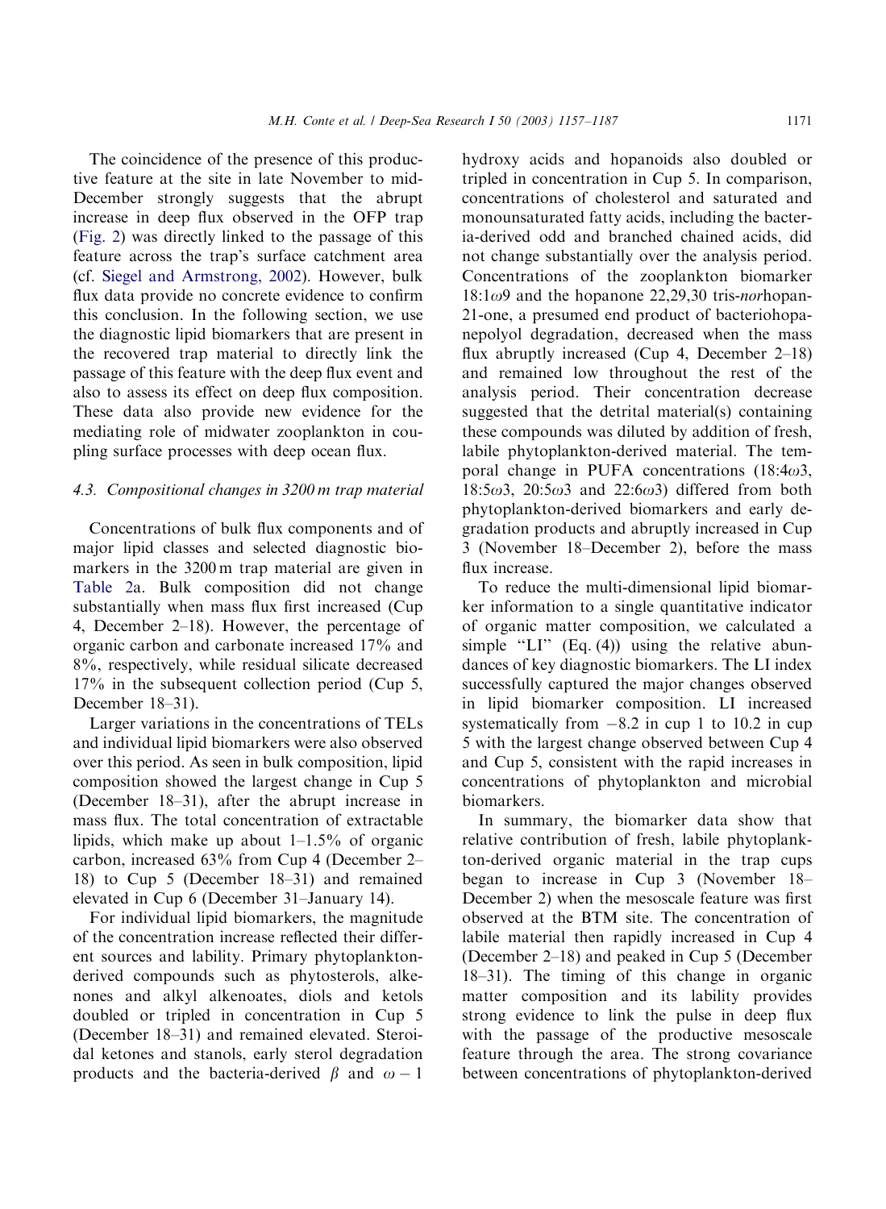The coincidence of the presence of this productive feature at the site in late November to mid-December strongly suggests that the abrupt increase in deep flux observed in the OFP trap (Fig. 2) was directly linked to the passage of this feature across the trap's surface catchment area (cf. Siegel and Armstrong, 2002). However, bulk flux data provide no concrete evidence to confirm this conclusion. In the following section, we use the diagnostic lipid biomarkers that are present in the recovered trap material to directly link the passage of this feature with the deep flux event and also to assess its effect on deep flux composition. These data also provide new evidence for the mediating role of midwater zooplankton in coupling surface processes with deep ocean flux.

### 4.3. Compositional changes in 3200 m trap material

Concentrations of bulk flux components and of major lipid classes and selected diagnostic biomarkers in the 3200 m trap material are given in Table 2a. Bulk composition did not change substantially when mass flux first increased (Cup 4, December 2–18). However, the percentage of organic carbon and carbonate increased 17% and 8%, respectively, while residual silicate decreased 17% in the subsequent collection period (Cup 5, December 18–31).

Larger variations in the concentrations of TELs and individual lipid biomarkers were also observed over this period. As seen in bulk composition, lipid composition showed the largest change in Cup 5 (December 18–31), after the abrupt increase in mass flux. The total concentration of extractable lipids, which make up about 1–1.5% of organic carbon, increased 63% from Cup 4 (December 2–18) to Cup 5 (December 18–31) and remained elevated in Cup 6 (December 31–January 14).

For individual lipid biomarkers, the magnitude of the concentration increase reflected their different sources and lability. Primary phytoplankton-derived compounds such as phytosterols, alkenones and alkyl alkenoates, diols and ketols doubled or tripled in concentration in Cup 5 (December 18–31) and remained elevated. Steroidal ketones and stanols, early sterol degradation products and the bacteria-derived $\beta$ and $\omega-1$ hydroxy acids and hopanoids also doubled or tripled in concentration in Cup 5. In comparison, concentrations of cholesterol and saturated and monounsaturated fatty acids, including the bacteria-derived odd and branched chained acids, did not change substantially over the analysis period. Concentrations of the zooplankton biomarker 18:1$\omega$9 and the hopanone 22,29,30 tris-*nor*hopan-21-one, a presumed end product of bacteriohopanepolyol degradation, decreased when the mass flux abruptly increased (Cup 4, December 2–18) and remained low throughout the rest of the analysis period. Their concentration decrease suggested that the detrital material(s) containing these compounds was diluted by addition of fresh, labile phytoplankton-derived material. The temporal change in PUFA concentrations (18:4$\omega$3, 18:5$\omega$3, 20:5$\omega$3 and 22:6$\omega$3) differed from both phytoplankton-derived biomarkers and early degradation products and abruptly increased in Cup 3 (November 18–December 2), before the mass flux increase.

To reduce the multi-dimensional lipid biomarker information to a single quantitative indicator of organic matter composition, we calculated a simple "LI" (Eq. (4)) using the relative abundances of key diagnostic biomarkers. The LI index successfully captured the major changes observed in lipid biomarker composition. LI increased systematically from $-8.2$ in cup 1 to 10.2 in cup 5 with the largest change observed between Cup 4 and Cup 5, consistent with the rapid increases in concentrations of phytoplankton and microbial biomarkers.

In summary, the biomarker data show that relative contribution of fresh, labile phytoplankton-derived organic material in the trap cups began to increase in Cup 3 (November 18–December 2) when the mesoscale feature was first observed at the BTM site. The concentration of labile material then rapidly increased in Cup 4 (December 2–18) and peaked in Cup 5 (December 18–31). The timing of this change in organic matter composition and its lability provides strong evidence to link the pulse in deep flux with the passage of the productive mesoscale feature through the area. The strong covariance between concentrations of phytoplankton-derived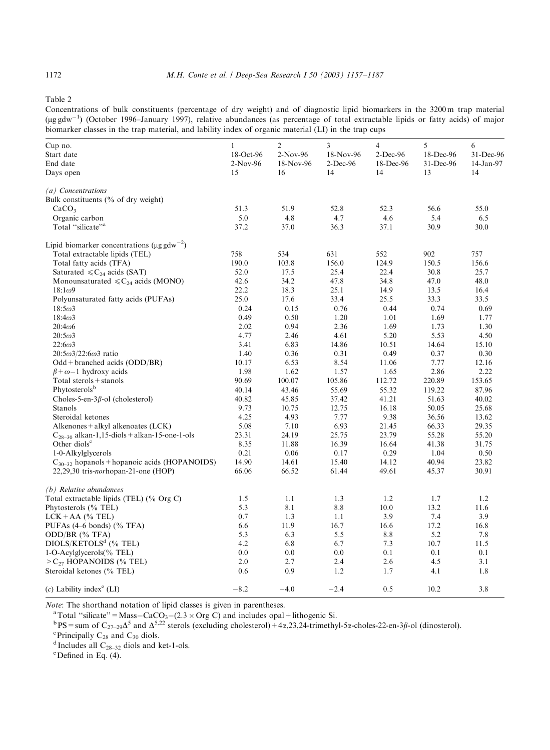Table 2

Concentrations of bulk constituents (percentage of dry weight) and of diagnostic lipid biomarkers in the 3200 m trap material ($\mu g\,gdw^{-1}$) (October 1996–January 1997), relative abundances (as percentage of total extractable lipids or fatty acids) of major biomarker classes in the trap material, and lability index of organic material (LI) in the trap cups

| Cup no. | 1 | 2 | 3 | 4 | 5 | 6 |
|---|---|---|---|---|---|---|
| Start date | 18-Oct-96 | 2-Nov-96 | 18-Nov-96 | 2-Dec-96 | 18-Dec-96 | 31-Dec-96 |
| End date | 2-Nov-96 | 18-Nov-96 | 2-Dec-96 | 18-Dec-96 | 31-Dec-96 | 14-Jan-97 |
| Days open | 15 | 16 | 14 | 14 | 13 | 14 |
| *(a) Concentrations* | | | | | | |
| Bulk constituents (% of dry weight) | | | | | | |
| $CaCO_3$ | 51.3 | 51.9 | 52.8 | 52.3 | 56.6 | 55.0 |
| Organic carbon | 5.0 | 4.8 | 4.7 | 4.6 | 5.4 | 6.5 |
| Total "silicate"[a] | 37.2 | 37.0 | 36.3 | 37.1 | 30.9 | 30.0 |
| Lipid biomarker concentrations ($\mu g\,gdw^{-2}$) | | | | | | |
| Total extractable lipids (TEL) | 758 | 534 | 631 | 552 | 902 | 757 |
| Total fatty acids (TFA) | 190.0 | 103.8 | 156.0 | 124.9 | 150.5 | 156.6 |
| Saturated $\leqslant C_{24}$ acids (SAT) | 52.0 | 17.5 | 25.4 | 22.4 | 30.8 | 25.7 |
| Monounsaturated $\leqslant C_{24}$ acids (MONO) | 42.6 | 34.2 | 47.8 | 34.8 | 47.0 | 48.0 |
| $18{:}1\omega9$ | 22.2 | 18.3 | 25.1 | 14.9 | 13.5 | 16.4 |
| Polyunsaturated fatty acids (PUFAs) | 25.0 | 17.6 | 33.4 | 25.5 | 33.3 | 33.5 |
| $18{:}5\omega3$ | 0.24 | 0.15 | 0.76 | 0.44 | 0.74 | 0.69 |
| $18{:}4\omega3$ | 0.49 | 0.50 | 1.20 | 1.01 | 1.69 | 1.77 |
| $20{:}4\omega6$ | 2.02 | 0.94 | 2.36 | 1.69 | 1.73 | 1.30 |
| $20{:}5\omega3$ | 4.77 | 2.46 | 4.61 | 5.20 | 5.53 | 4.50 |
| $22{:}6\omega3$ | 3.41 | 6.83 | 14.86 | 10.51 | 14.64 | 15.10 |
| $20{:}5\omega3/22{:}6\omega3$ ratio | 1.40 | 0.36 | 0.31 | 0.49 | 0.37 | 0.30 |
| Odd + branched acids (ODD/BR) | 10.17 | 6.53 | 8.54 | 11.06 | 7.77 | 12.16 |
| $\beta+\omega-1$ hydroxy acids | 1.98 | 1.62 | 1.57 | 1.65 | 2.86 | 2.22 |
| Total sterols + stanols | 90.69 | 100.07 | 105.86 | 112.72 | 220.89 | 153.65 |
| Phytosterols[b] | 40.14 | 43.46 | 55.69 | 55.32 | 119.22 | 87.96 |
| Choles-5-en-3$\beta$-ol (cholesterol) | 40.82 | 45.85 | 37.42 | 41.21 | 51.63 | 40.02 |
| Stanols | 9.73 | 10.75 | 12.75 | 16.18 | 50.05 | 25.68 |
| Steroidal ketones | 4.25 | 4.93 | 7.77 | 9.38 | 36.56 | 13.62 |
| Alkenones + alkyl alkenoates (LCK) | 5.08 | 7.10 | 6.93 | 21.45 | 66.33 | 29.35 |
| $C_{28-30}$ alkan-1,15-diols + alkan-15-one-1-ols | 23.31 | 24.19 | 25.75 | 23.79 | 55.28 | 55.20 |
| Other diols[c] | 8.35 | 11.88 | 16.39 | 16.64 | 41.38 | 31.75 |
| 1-0-Alkylglycerols | 0.21 | 0.06 | 0.17 | 0.29 | 1.04 | 0.50 |
| $C_{30-32}$ hopanols + hopanoic acids (HOPANOIDS) | 14.90 | 14.61 | 15.40 | 14.12 | 40.94 | 23.82 |
| 22,29,30 tris-*nor*hopan-21-one (HOP) | 66.06 | 66.52 | 61.44 | 49.61 | 45.37 | 30.91 |
| *(b) Relative abundances* | | | | | | |
| Total extractable lipids (TEL) (% Org C) | 1.5 | 1.1 | 1.3 | 1.2 | 1.7 | 1.2 |
| Phytosterols (% TEL) | 5.3 | 8.1 | 8.8 | 10.0 | 13.2 | 11.6 |
| LCK + AA (% TEL) | 0.7 | 1.3 | 1.1 | 3.9 | 7.4 | 3.9 |
| PUFAs (4–6 bonds) (% TFA) | 6.6 | 11.9 | 16.7 | 16.6 | 17.2 | 16.8 |
| ODD/BR (% TFA) | 5.3 | 6.3 | 5.5 | 8.8 | 5.2 | 7.8 |
| DIOLS/KETOLS[d] (% TEL) | 4.2 | 6.8 | 6.7 | 7.3 | 10.7 | 11.5 |
| 1-O-Acylglycerols(% TEL) | 0.0 | 0.0 | 0.0 | 0.1 | 0.1 | 0.1 |
| $>C_{27}$ HOPANOIDS (% TEL) | 2.0 | 2.7 | 2.4 | 2.6 | 4.5 | 3.1 |
| Steroidal ketones (% TEL) | 0.6 | 0.9 | 1.2 | 1.7 | 4.1 | 1.8 |
| *(c)* Lability index[e] (LI) | −8.2 | −4.0 | −2.4 | 0.5 | 10.2 | 3.8 |

*Note*: The shorthand notation of lipid classes is given in parentheses.

[a] Total "silicate" = Mass $-$ $CaCO_3$ $-$ (2.3 × Org C) and includes opal + lithogenic Si.

[b] PS = sum of $C_{27-29}\Delta^5$ and $\Delta^{5,22}$ sterols (excluding cholesterol) + 4α,23,24-trimethyl-5α-choles-22-en-3β-ol (dinosterol).

[c] Principally $C_{28}$ and $C_{30}$ diols.

[d] Includes all $C_{28-32}$ diols and ket-1-ols.

[e] Defined in Eq. (4).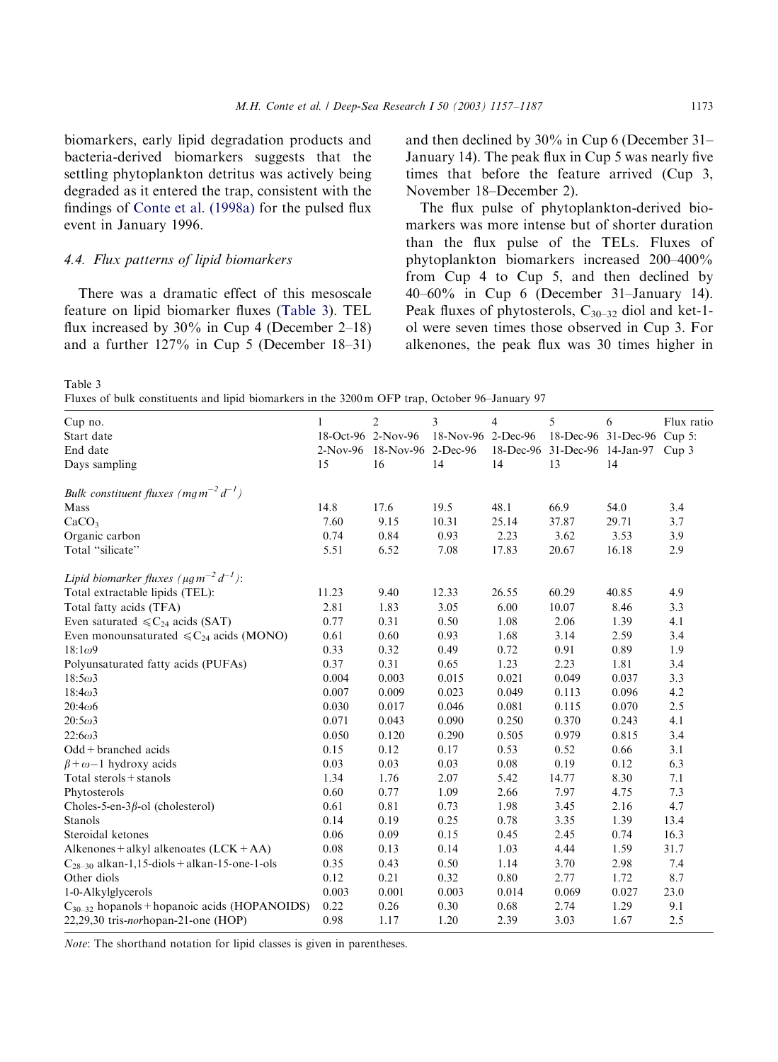biomarkers, early lipid degradation products and bacteria-derived biomarkers suggests that the settling phytoplankton detritus was actively being degraded as it entered the trap, consistent with the findings of Conte et al. (1998a) for the pulsed flux event in January 1996.

### 4.4. Flux patterns of lipid biomarkers

There was a dramatic effect of this mesoscale feature on lipid biomarker fluxes (Table 3). TEL flux increased by 30% in Cup 4 (December 2–18) and a further 127% in Cup 5 (December 18–31) and then declined by 30% in Cup 6 (December 31–January 14). The peak flux in Cup 5 was nearly five times that before the feature arrived (Cup 3, November 18–December 2).

The flux pulse of phytoplankton-derived biomarkers was more intense but of shorter duration than the flux pulse of the TELs. Fluxes of phytoplankton biomarkers increased 200–400% from Cup 4 to Cup 5, and then declined by 40–60% in Cup 6 (December 31–January 14). Peak fluxes of phytosterols, $C_{30-32}$ diol and ket-1-ol were seven times those observed in Cup 3. For alkenones, the peak flux was 30 times higher in

Table 3
Fluxes of bulk constituents and lipid biomarkers in the 3200 m OFP trap, October 96–January 97

| Cup no. | 1 | 2 | 3 | 4 | 5 | 6 | Flux ratio |
|---|---|---|---|---|---|---|---|
| Start date | 18-Oct-96 | 2-Nov-96 | 18-Nov-96 | 2-Dec-96 | 18-Dec-96 | 31-Dec-96 | Cup 5: |
| End date | 2-Nov-96 | 18-Nov-96 | 2-Dec-96 | 18-Dec-96 | 31-Dec-96 | 14-Jan-97 | Cup 3 |
| Days sampling | 15 | 16 | 14 | 14 | 13 | 14 | |
| *Bulk constituent fluxes ($mg\,m^{-2}\,d^{-1}$)* | | | | | | | |
| Mass | 14.8 | 17.6 | 19.5 | 48.1 | 66.9 | 54.0 | 3.4 |
| $CaCO_3$ | 7.60 | 9.15 | 10.31 | 25.14 | 37.87 | 29.71 | 3.7 |
| Organic carbon | 0.74 | 0.84 | 0.93 | 2.23 | 3.62 | 3.53 | 3.9 |
| Total "silicate" | 5.51 | 6.52 | 7.08 | 17.83 | 20.67 | 16.18 | 2.9 |
| *Lipid biomarker fluxes ($\mu g\,m^{-2}\,d^{-1}$):* | | | | | | | |
| Total extractable lipids (TEL): | 11.23 | 9.40 | 12.33 | 26.55 | 60.29 | 40.85 | 4.9 |
| Total fatty acids (TFA) | 2.81 | 1.83 | 3.05 | 6.00 | 10.07 | 8.46 | 3.3 |
| Even saturated $\leqslant C_{24}$ acids (SAT) | 0.77 | 0.31 | 0.50 | 1.08 | 2.06 | 1.39 | 4.1 |
| Even monounsaturated $\leqslant C_{24}$ acids (MONO) | 0.61 | 0.60 | 0.93 | 1.68 | 3.14 | 2.59 | 3.4 |
| $18{:}1\omega9$ | 0.33 | 0.32 | 0.49 | 0.72 | 0.91 | 0.89 | 1.9 |
| Polyunsaturated fatty acids (PUFAs) | 0.37 | 0.31 | 0.65 | 1.23 | 2.23 | 1.81 | 3.4 |
| $18{:}5\omega3$ | 0.004 | 0.003 | 0.015 | 0.021 | 0.049 | 0.037 | 3.3 |
| $18{:}4\omega3$ | 0.007 | 0.009 | 0.023 | 0.049 | 0.113 | 0.096 | 4.2 |
| $20{:}4\omega6$ | 0.030 | 0.017 | 0.046 | 0.081 | 0.115 | 0.070 | 2.5 |
| $20{:}5\omega3$ | 0.071 | 0.043 | 0.090 | 0.250 | 0.370 | 0.243 | 4.1 |
| $22{:}6\omega3$ | 0.050 | 0.120 | 0.290 | 0.505 | 0.979 | 0.815 | 3.4 |
| Odd + branched acids | 0.15 | 0.12 | 0.17 | 0.53 | 0.52 | 0.66 | 3.1 |
| $\beta+\omega-1$ hydroxy acids | 0.03 | 0.03 | 0.03 | 0.08 | 0.19 | 0.12 | 6.3 |
| Total sterols + stanols | 1.34 | 1.76 | 2.07 | 5.42 | 14.77 | 8.30 | 7.1 |
| Phytosterols | 0.60 | 0.77 | 1.09 | 2.66 | 7.97 | 4.75 | 7.3 |
| Choles-5-en-3$\beta$-ol (cholesterol) | 0.61 | 0.81 | 0.73 | 1.98 | 3.45 | 2.16 | 4.7 |
| Stanols | 0.14 | 0.19 | 0.25 | 0.78 | 3.35 | 1.39 | 13.4 |
| Steroidal ketones | 0.06 | 0.09 | 0.15 | 0.45 | 2.45 | 0.74 | 16.3 |
| Alkenones + alkyl alkenoates (LCK + AA) | 0.08 | 0.13 | 0.14 | 1.03 | 4.44 | 1.59 | 31.7 |
| $C_{28-30}$ alkan-1,15-diols + alkan-15-one-1-ols | 0.35 | 0.43 | 0.50 | 1.14 | 3.70 | 2.98 | 7.4 |
| Other diols | 0.12 | 0.21 | 0.32 | 0.80 | 2.77 | 1.72 | 8.7 |
| 1-0-Alkylglycerols | 0.003 | 0.001 | 0.003 | 0.014 | 0.069 | 0.027 | 23.0 |
| $C_{30-32}$ hopanols + hopanoic acids (HOPANOIDS) | 0.22 | 0.26 | 0.30 | 0.68 | 2.74 | 1.29 | 9.1 |
| 22,29,30 tris-*nor*hopan-21-one (HOP) | 0.98 | 1.17 | 1.20 | 2.39 | 3.03 | 1.67 | 2.5 |

*Note*: The shorthand notation for lipid classes is given in parentheses.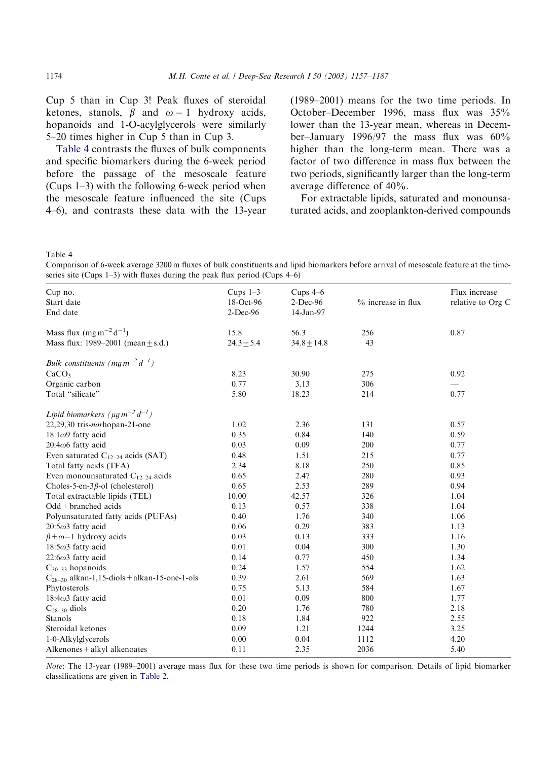Cup 5 than in Cup 3! Peak fluxes of steroidal ketones, stanols, $\beta$ and $\omega-1$ hydroxy acids, hopanoids and 1-O-acylglycerols were similarly 5–20 times higher in Cup 5 than in Cup 3.

Table 4 contrasts the fluxes of bulk components and specific biomarkers during the 6-week period before the passage of the mesoscale feature (Cups 1–3) with the following 6-week period when the mesoscale feature influenced the site (Cups 4–6), and contrasts these data with the 13-year (1989–2001) means for the two time periods. In October–December 1996, mass flux was 35% lower than the 13-year mean, whereas in December–January 1996/97 the mass flux was 60% higher than the long-term mean. There was a factor of two difference in mass flux between the two periods, significantly larger than the long-term average difference of 40%.

For extractable lipids, saturated and monounsaturated acids, and zooplankton-derived compounds

Table 4
Comparison of 6-week average 3200 m fluxes of bulk constituents and lipid biomarkers before arrival of mesoscale feature at the time-series site (Cups 1–3) with fluxes during the peak flux period (Cups 4–6)

| Cup no.<br>Start date<br>End date | Cups 1–3<br>18-Oct-96<br>2-Dec-96 | Cups 4–6<br>2-Dec-96<br>14-Jan-97 | % increase in flux | Flux increase relative to Org C |
|---|---|---|---|---|
| Mass flux ($mg\,m^{-2}\,d^{-1}$) | 15.8 | 56.3 | 256 | 0.87 |
| Mass flux: 1989–2001 (mean $\pm$ s.d.) | $24.3 \pm 5.4$ | $34.8 \pm 14.8$ | 43 | |
| *Bulk constituents* ($mg\,m^{-2}\,d^{-1}$) | | | | |
| $CaCO_3$ | 8.23 | 30.90 | 275 | 0.92 |
| Organic carbon | 0.77 | 3.13 | 306 | — |
| Total "silicate" | 5.80 | 18.23 | 214 | 0.77 |
| *Lipid biomarkers* ($\mu g\,m^{-2}\,d^{-1}$) | | | | |
| 22,29,30 tris-*nor*hopan-21-one | 1.02 | 2.36 | 131 | 0.57 |
| 18:1$\omega$9 fatty acid | 0.35 | 0.84 | 140 | 0.59 |
| 20:4$\omega$6 fatty acid | 0.03 | 0.09 | 200 | 0.77 |
| Even saturated $C_{12-24}$ acids (SAT) | 0.48 | 1.51 | 215 | 0.77 |
| Total fatty acids (TFA) | 2.34 | 8.18 | 250 | 0.85 |
| Even monounsaturated $C_{12-24}$ acids | 0.65 | 2.47 | 280 | 0.93 |
| Choles-5-en-3$\beta$-ol (cholesterol) | 0.65 | 2.53 | 289 | 0.94 |
| Total extractable lipids (TEL) | 10.00 | 42.57 | 326 | 1.04 |
| Odd + branched acids | 0.13 | 0.57 | 338 | 1.04 |
| Polyunsaturated fatty acids (PUFAs) | 0.40 | 1.76 | 340 | 1.06 |
| 20:5$\omega$3 fatty acid | 0.06 | 0.29 | 383 | 1.13 |
| $\beta+\omega-1$ hydroxy acids | 0.03 | 0.13 | 333 | 1.16 |
| 18:5$\omega$3 fatty acid | 0.01 | 0.04 | 300 | 1.30 |
| 22:6$\omega$3 fatty acid | 0.14 | 0.77 | 450 | 1.34 |
| $C_{30-33}$ hopanoids | 0.24 | 1.57 | 554 | 1.62 |
| $C_{28-30}$ alkan-1,15-diols + alkan-15-one-1-ols | 0.39 | 2.61 | 569 | 1.63 |
| Phytosterols | 0.75 | 5.13 | 584 | 1.67 |
| 18:4$\omega$3 fatty acid | 0.01 | 0.09 | 800 | 1.77 |
| $C_{28-30}$ diols | 0.20 | 1.76 | 780 | 2.18 |
| Stanols | 0.18 | 1.84 | 922 | 2.55 |
| Steroidal ketones | 0.09 | 1.21 | 1244 | 3.25 |
| 1-0-Alkylglycerols | 0.00 | 0.04 | 1112 | 4.20 |
| Alkenones + alkyl alkenoates | 0.11 | 2.35 | 2036 | 5.40 |

*Note*: The 13-year (1989–2001) average mass flux for these two time periods is shown for comparison. Details of lipid biomarker classifications are given in Table 2.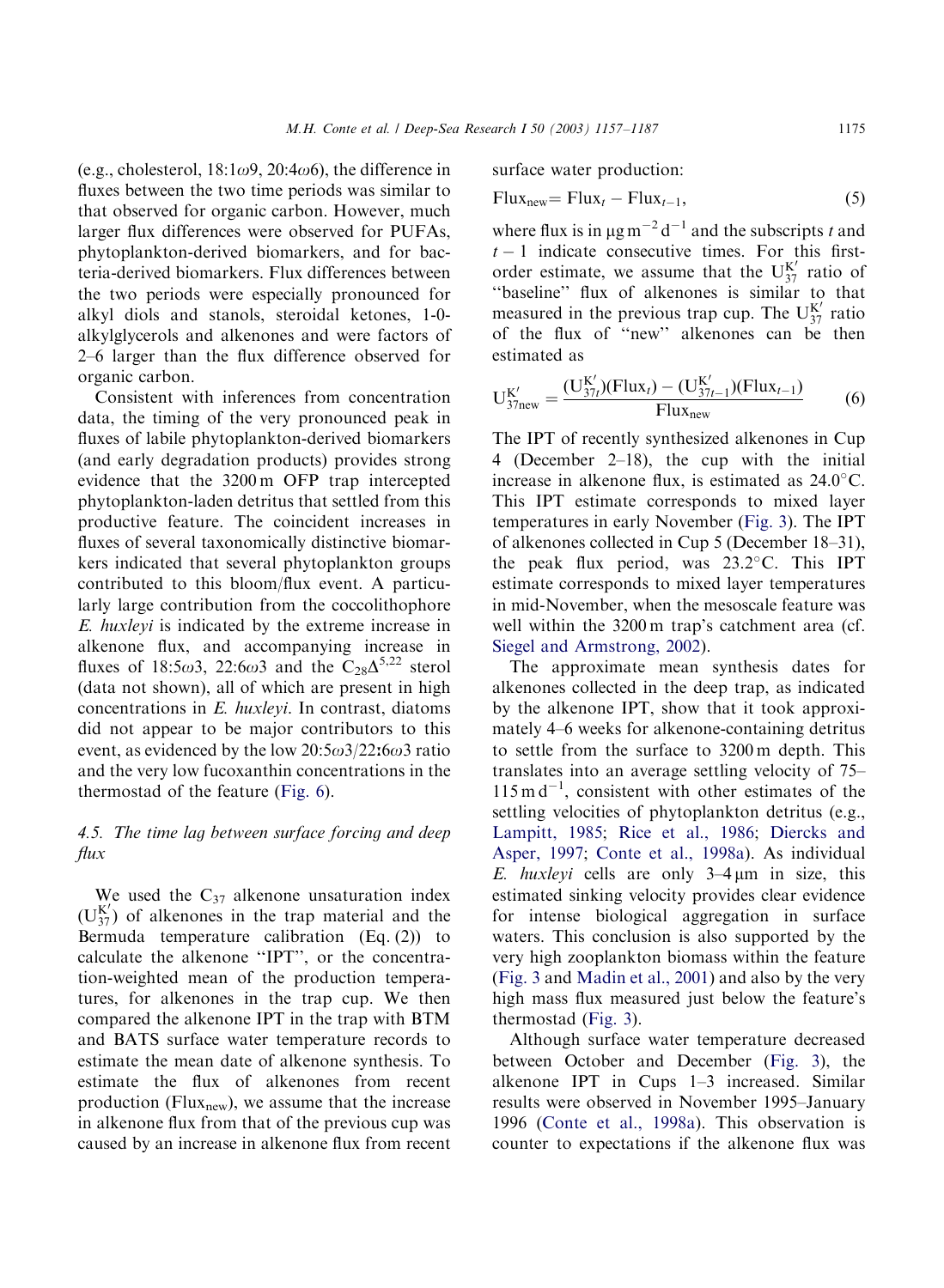(e.g., cholesterol, 18:1ω9, 20:4ω6), the difference in fluxes between the two time periods was similar to that observed for organic carbon. However, much larger flux differences were observed for PUFAs, phytoplankton-derived biomarkers, and for bacteria-derived biomarkers. Flux differences between the two periods were especially pronounced for alkyl diols and stanols, steroidal ketones, 1-0-alkylglycerols and alkenones and were factors of 2–6 larger than the flux difference observed for organic carbon.

Consistent with inferences from concentration data, the timing of the very pronounced peak in fluxes of labile phytoplankton-derived biomarkers (and early degradation products) provides strong evidence that the 3200 m OFP trap intercepted phytoplankton-laden detritus that settled from this productive feature. The coincident increases in fluxes of several taxonomically distinctive biomarkers indicated that several phytoplankton groups contributed to this bloom/flux event. A particularly large contribution from the coccolithophore *E. huxleyi* is indicated by the extreme increase in alkenone flux, and accompanying increase in fluxes of 18:5ω3, 22:6ω3 and the $C_{28}\Delta^{5,22}$ sterol (data not shown), all of which are present in high concentrations in *E. huxleyi*. In contrast, diatoms did not appear to be major contributors to this event, as evidenced by the low 20:5ω3/22:6ω3 ratio and the very low fucoxanthin concentrations in the thermostad of the feature (Fig. 6).

### 4.5. The time lag between surface forcing and deep flux

We used the $C_{37}$ alkenone unsaturation index ($U^{K'}_{37}$) of alkenones in the trap material and the Bermuda temperature calibration (Eq. (2)) to calculate the alkenone "IPT", or the concentration-weighted mean of the production temperatures, for alkenones in the trap cup. We then compared the alkenone IPT in the trap with BTM and BATS surface water temperature records to estimate the mean date of alkenone synthesis. To estimate the flux of alkenones from recent production ($\text{Flux}_{\text{new}}$), we assume that the increase in alkenone flux from that of the previous cup was caused by an increase in alkenone flux from recent surface water production:

$$\text{Flux}_{\text{new}} = \text{Flux}_t - \text{Flux}_{t-1}, \tag{5}$$

where flux is in $\mu g\, m^{-2}\, d^{-1}$ and the subscripts $t$ and $t-1$ indicate consecutive times. For this first-order estimate, we assume that the $U^{K'}_{37}$ ratio of "baseline" flux of alkenones is similar to that measured in the previous trap cup. The $U^{K'}_{37}$ ratio of the flux of "new" alkenones can be then estimated as

$$U^{K'}_{37\text{new}} = \frac{(U^{K'}_{37t})(\text{Flux}_t) - (U^{K'}_{37t-1})(\text{Flux}_{t-1})}{\text{Flux}_{\text{new}}} \tag{6}$$

The IPT of recently synthesized alkenones in Cup 4 (December 2–18), the cup with the initial increase in alkenone flux, is estimated as 24.0°C. This IPT estimate corresponds to mixed layer temperatures in early November (Fig. 3). The IPT of alkenones collected in Cup 5 (December 18–31), the peak flux period, was 23.2°C. This IPT estimate corresponds to mixed layer temperatures in mid-November, when the mesoscale feature was well within the 3200 m trap's catchment area (cf. Siegel and Armstrong, 2002).

The approximate mean synthesis dates for alkenones collected in the deep trap, as indicated by the alkenone IPT, show that it took approximately 4–6 weeks for alkenone-containing detritus to settle from the surface to 3200 m depth. This translates into an average settling velocity of 75–115 $m\, d^{-1}$, consistent with other estimates of the settling velocities of phytoplankton detritus (e.g., Lampitt, 1985; Rice et al., 1986; Diercks and Asper, 1997; Conte et al., 1998a). As individual *E. huxleyi* cells are only 3–4 μm in size, this estimated sinking velocity provides clear evidence for intense biological aggregation in surface waters. This conclusion is also supported by the very high zooplankton biomass within the feature (Fig. 3 and Madin et al., 2001) and also by the very high mass flux measured just below the feature's thermostad (Fig. 3).

Although surface water temperature decreased between October and December (Fig. 3), the alkenone IPT in Cups 1–3 increased. Similar results were observed in November 1995–January 1996 (Conte et al., 1998a). This observation is counter to expectations if the alkenone flux was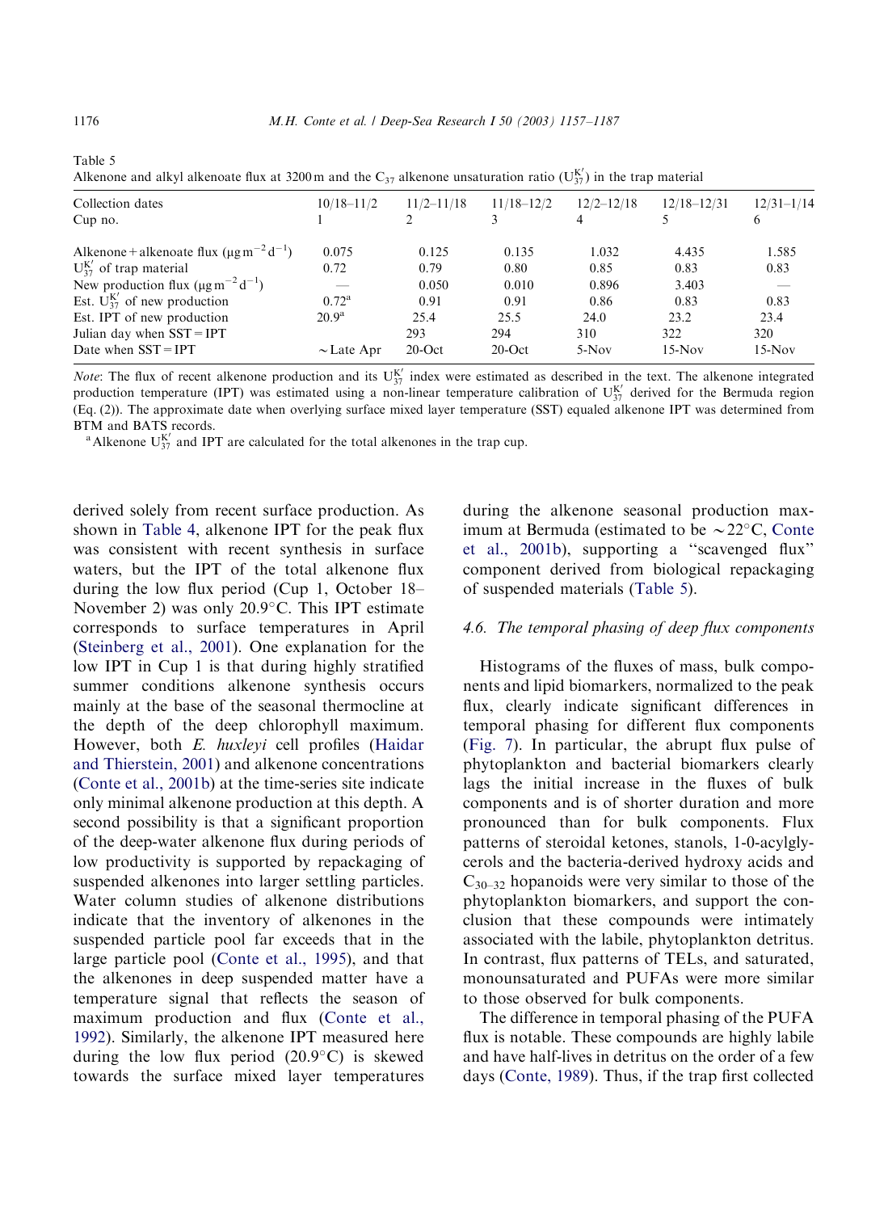Table 5
Alkenone and alkyl alkenoate flux at 3200 m and the $C_{37}$ alkenone unsaturation ratio ($U^{K'}_{37}$) in the trap material

| Collection dates | 10/18–11/2 | 11/2–11/18 | 11/18–12/2 | 12/2–12/18 | 12/18–12/31 | 12/31–1/14 |
|---|---|---|---|---|---|---|
| Cup no. | 1 | 2 | 3 | 4 | 5 | 6 |
| Alkenone + alkenoate flux ($\mu g\, m^{-2}\, d^{-1}$) | 0.075 | 0.125 | 0.135 | 1.032 | 4.435 | 1.585 |
| $U^{K'}_{37}$ of trap material | 0.72 | 0.79 | 0.80 | 0.85 | 0.83 | 0.83 |
| New production flux ($\mu g\, m^{-2}\, d^{-1}$) | — | 0.050 | 0.010 | 0.896 | 3.403 | — |
| Est. $U^{K'}_{37}$ of new production | 0.72[a] | 0.91 | 0.91 | 0.86 | 0.83 | 0.83 |
| Est. IPT of new production | 20.9[a] | 25.4 | 25.5 | 24.0 | 23.2 | 23.4 |
| Julian day when SST = IPT | | 293 | 294 | 310 | 322 | 320 |
| Date when SST = IPT | ~Late Apr | 20-Oct | 20-Oct | 5-Nov | 15-Nov | 15-Nov |

*Note*: The flux of recent alkenone production and its $U^{K'}_{37}$ index were estimated as described in the text. The alkenone integrated production temperature (IPT) was estimated using a non-linear temperature calibration of $U^{K'}_{37}$ derived for the Bermuda region (Eq. (2)). The approximate date when overlying surface mixed layer temperature (SST) equaled alkenone IPT was determined from BTM and BATS records.

[a] Alkenone $U^{K'}_{37}$ and IPT are calculated for the total alkenones in the trap cup.

derived solely from recent surface production. As shown in Table 4, alkenone IPT for the peak flux was consistent with recent synthesis in surface waters, but the IPT of the total alkenone flux during the low flux period (Cup 1, October 18–November 2) was only 20.9°C. This IPT estimate corresponds to surface temperatures in April (Steinberg et al., 2001). One explanation for the low IPT in Cup 1 is that during highly stratified summer conditions alkenone synthesis occurs mainly at the base of the seasonal thermocline at the depth of the deep chlorophyll maximum. However, both *E. huxleyi* cell profiles (Haidar and Thierstein, 2001) and alkenone concentrations (Conte et al., 2001b) at the time-series site indicate only minimal alkenone production at this depth. A second possibility is that a significant proportion of the deep-water alkenone flux during periods of low productivity is supported by repackaging of suspended alkenones into larger settling particles. Water column studies of alkenone distributions indicate that the inventory of alkenones in the suspended particle pool far exceeds that in the large particle pool (Conte et al., 1995), and that the alkenones in deep suspended matter have a temperature signal that reflects the season of maximum production and flux (Conte et al., 1992). Similarly, the alkenone IPT measured here during the low flux period (20.9°C) is skewed towards the surface mixed layer temperatures during the alkenone seasonal production maximum at Bermuda (estimated to be ~22°C, Conte et al., 2001b), supporting a "scavenged flux" component derived from biological repackaging of suspended materials (Table 5).

### 4.6. The temporal phasing of deep flux components

Histograms of the fluxes of mass, bulk components and lipid biomarkers, normalized to the peak flux, clearly indicate significant differences in temporal phasing for different flux components (Fig. 7). In particular, the abrupt flux pulse of phytoplankton and bacterial biomarkers clearly lags the initial increase in the fluxes of bulk components and is of shorter duration and more pronounced than for bulk components. Flux patterns of steroidal ketones, stanols, 1-0-acylglycerols and the bacteria-derived hydroxy acids and $C_{30-32}$ hopanoids were very similar to those of the phytoplankton biomarkers, and support the conclusion that these compounds were intimately associated with the labile, phytoplankton detritus. In contrast, flux patterns of TELs, and saturated, monounsaturated and PUFAs were more similar to those observed for bulk components.

The difference in temporal phasing of the PUFA flux is notable. These compounds are highly labile and have half-lives in detritus on the order of a few days (Conte, 1989). Thus, if the trap first collected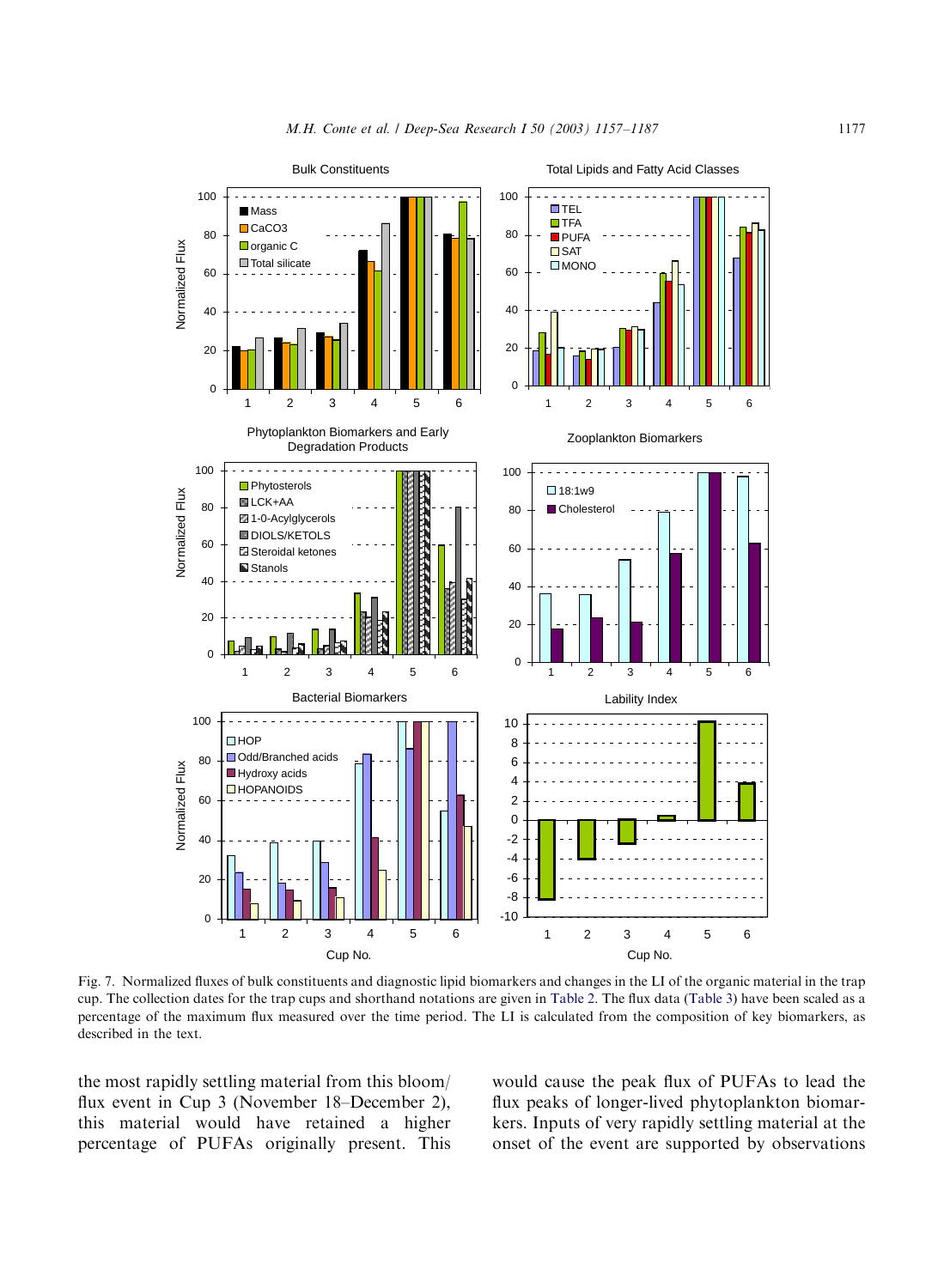Fig. 7. Normalized fluxes of bulk constituents and diagnostic lipid biomarkers and changes in the LI of the organic material in the trap cup. The collection dates for the trap cups and shorthand notations are given in Table 2. The flux data (Table 3) have been scaled as a percentage of the maximum flux measured over the time period. The LI is calculated from the composition of key biomarkers, as described in the text.

the most rapidly settling material from this bloom/flux event in Cup 3 (November 18–December 2), this material would have retained a higher percentage of PUFAs originally present. This would cause the peak flux of PUFAs to lead the flux peaks of longer-lived phytoplankton biomarkers. Inputs of very rapidly settling material at the onset of the event are supported by observations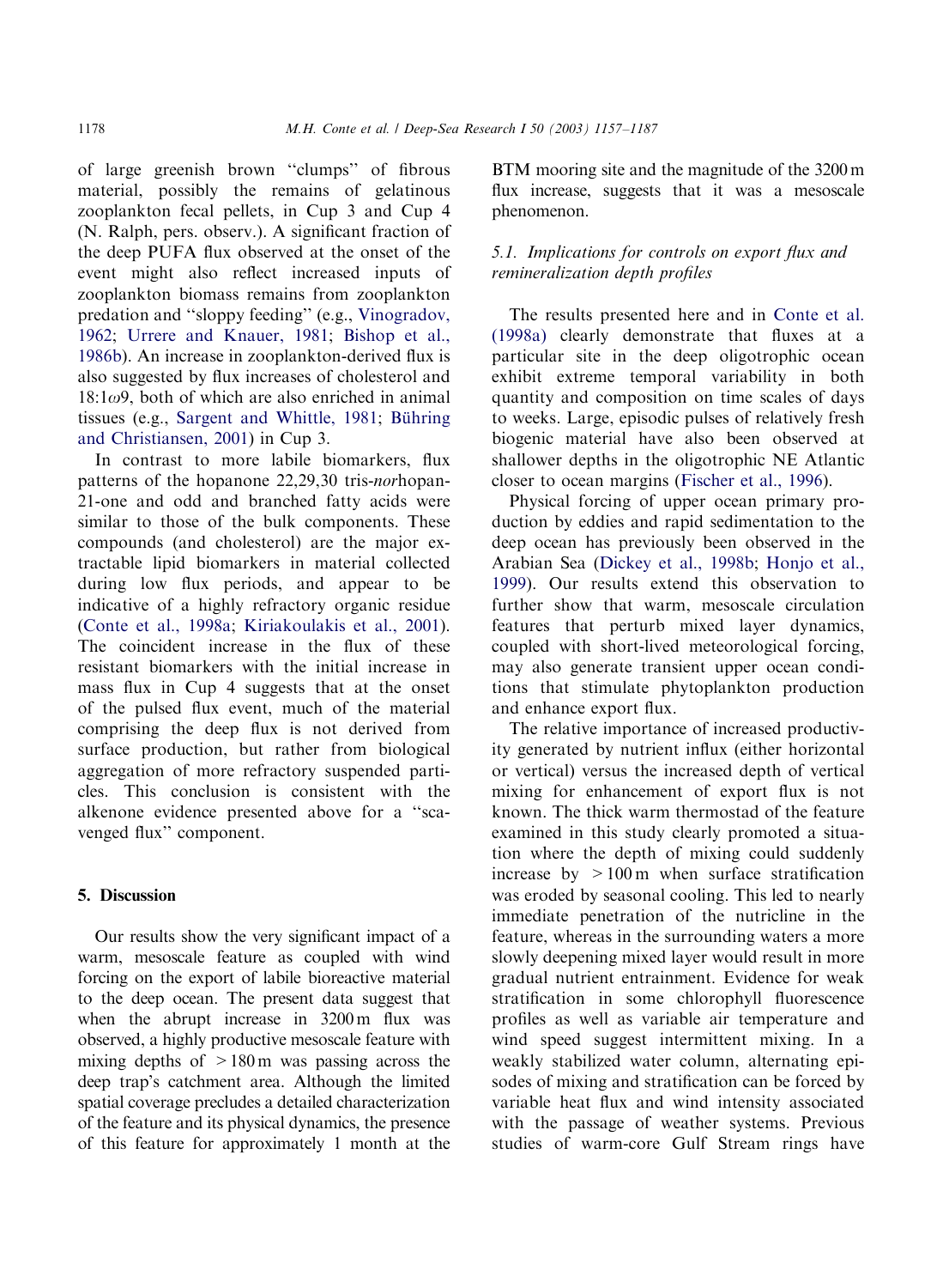of large greenish brown "clumps" of fibrous material, possibly the remains of gelatinous zooplankton fecal pellets, in Cup 3 and Cup 4 (N. Ralph, pers. observ.). A significant fraction of the deep PUFA flux observed at the onset of the event might also reflect increased inputs of zooplankton biomass remains from zooplankton predation and "sloppy feeding" (e.g., Vinogradov, 1962; Urrere and Knauer, 1981; Bishop et al., 1986b). An increase in zooplankton-derived flux is also suggested by flux increases of cholesterol and 18:1$\omega$9, both of which are also enriched in animal tissues (e.g., Sargent and Whittle, 1981; Bühring and Christiansen, 2001) in Cup 3.

In contrast to more labile biomarkers, flux patterns of the hopanone 22,29,30 tris-*nor*hopan-21-one and odd and branched fatty acids were similar to those of the bulk components. These compounds (and cholesterol) are the major extractable lipid biomarkers in material collected during low flux periods, and appear to be indicative of a highly refractory organic residue (Conte et al., 1998a; Kiriakoulakis et al., 2001). The coincident increase in the flux of these resistant biomarkers with the initial increase in mass flux in Cup 4 suggests that at the onset of the pulsed flux event, much of the material comprising the deep flux is not derived from surface production, but rather from biological aggregation of more refractory suspended particles. This conclusion is consistent with the alkenone evidence presented above for a "scavenged flux" component.

## 5. Discussion

Our results show the very significant impact of a warm, mesoscale feature as coupled with wind forcing on the export of labile bioreactive material to the deep ocean. The present data suggest that when the abrupt increase in 3200 m flux was observed, a highly productive mesoscale feature with mixing depths of >180 m was passing across the deep trap's catchment area. Although the limited spatial coverage precludes a detailed characterization of the feature and its physical dynamics, the presence of this feature for approximately 1 month at the BTM mooring site and the magnitude of the 3200 m flux increase, suggests that it was a mesoscale phenomenon.

### 5.1. Implications for controls on export flux and remineralization depth profiles

The results presented here and in Conte et al. (1998a) clearly demonstrate that fluxes at a particular site in the deep oligotrophic ocean exhibit extreme temporal variability in both quantity and composition on time scales of days to weeks. Large, episodic pulses of relatively fresh biogenic material have also been observed at shallower depths in the oligotrophic NE Atlantic closer to ocean margins (Fischer et al., 1996).

Physical forcing of upper ocean primary production by eddies and rapid sedimentation to the deep ocean has previously been observed in the Arabian Sea (Dickey et al., 1998b; Honjo et al., 1999). Our results extend this observation to further show that warm, mesoscale circulation features that perturb mixed layer dynamics, coupled with short-lived meteorological forcing, may also generate transient upper ocean conditions that stimulate phytoplankton production and enhance export flux.

The relative importance of increased productivity generated by nutrient influx (either horizontal or vertical) versus the increased depth of vertical mixing for enhancement of export flux is not known. The thick warm thermostad of the feature examined in this study clearly promoted a situation where the depth of mixing could suddenly increase by >100 m when surface stratification was eroded by seasonal cooling. This led to nearly immediate penetration of the nutricline in the feature, whereas in the surrounding waters a more slowly deepening mixed layer would result in more gradual nutrient entrainment. Evidence for weak stratification in some chlorophyll fluorescence profiles as well as variable air temperature and wind speed suggest intermittent mixing. In a weakly stabilized water column, alternating episodes of mixing and stratification can be forced by variable heat flux and wind intensity associated with the passage of weather systems. Previous studies of warm-core Gulf Stream rings have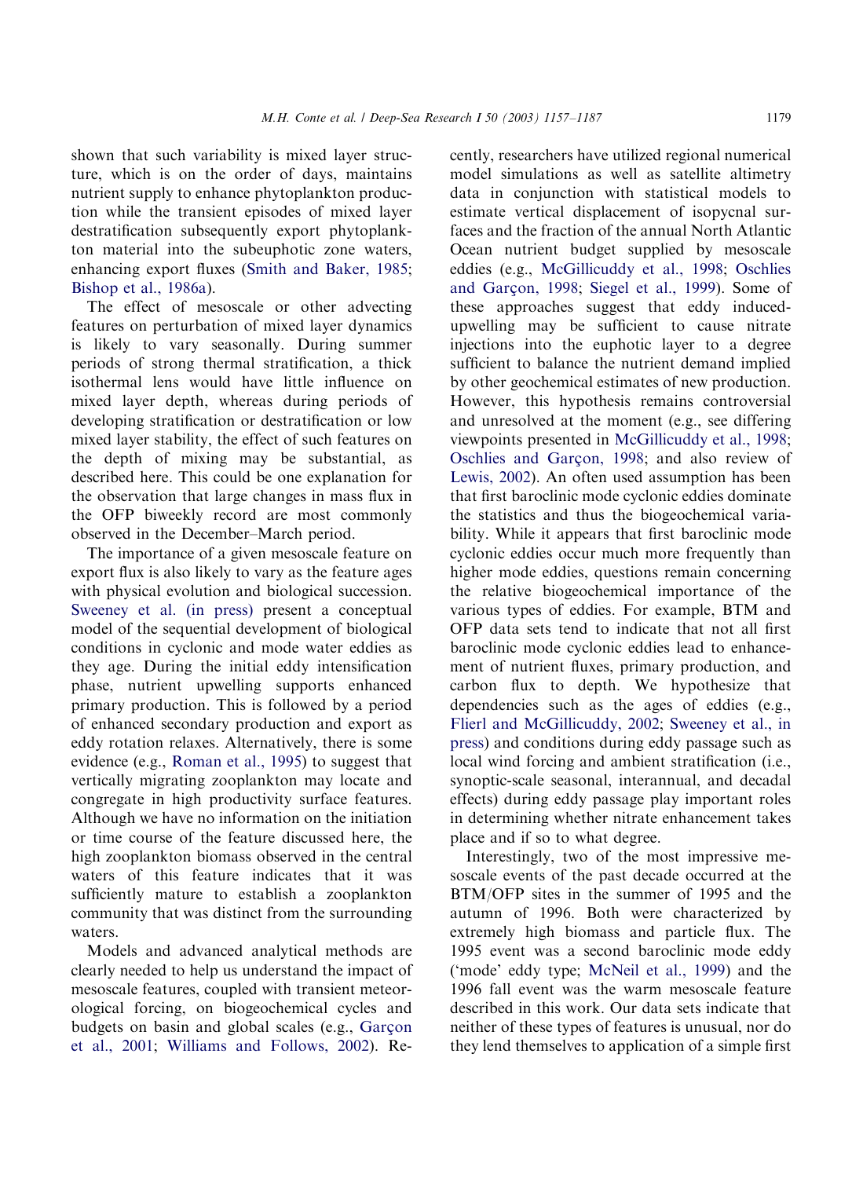shown that such variability is mixed layer structure, which is on the order of days, maintains nutrient supply to enhance phytoplankton production while the transient episodes of mixed layer destratification subsequently export phytoplankton material into the subeuphotic zone waters, enhancing export fluxes (Smith and Baker, 1985; Bishop et al., 1986a).

The effect of mesoscale or other advecting features on perturbation of mixed layer dynamics is likely to vary seasonally. During summer periods of strong thermal stratification, a thick isothermal lens would have little influence on mixed layer depth, whereas during periods of developing stratification or destratification or low mixed layer stability, the effect of such features on the depth of mixing may be substantial, as described here. This could be one explanation for the observation that large changes in mass flux in the OFP biweekly record are most commonly observed in the December–March period.

The importance of a given mesoscale feature on export flux is also likely to vary as the feature ages with physical evolution and biological succession. Sweeney et al. (in press) present a conceptual model of the sequential development of biological conditions in cyclonic and mode water eddies as they age. During the initial eddy intensification phase, nutrient upwelling supports enhanced primary production. This is followed by a period of enhanced secondary production and export as eddy rotation relaxes. Alternatively, there is some evidence (e.g., Roman et al., 1995) to suggest that vertically migrating zooplankton may locate and congregate in high productivity surface features. Although we have no information on the initiation or time course of the feature discussed here, the high zooplankton biomass observed in the central waters of this feature indicates that it was sufficiently mature to establish a zooplankton community that was distinct from the surrounding waters.

Models and advanced analytical methods are clearly needed to help us understand the impact of mesoscale features, coupled with transient meteorological forcing, on biogeochemical cycles and budgets on basin and global scales (e.g., Garçon et al., 2001; Williams and Follows, 2002). Recently, researchers have utilized regional numerical model simulations as well as satellite altimetry data in conjunction with statistical models to estimate vertical displacement of isopycnal surfaces and the fraction of the annual North Atlantic Ocean nutrient budget supplied by mesoscale eddies (e.g., McGillicuddy et al., 1998; Oschlies and Garçon, 1998; Siegel et al., 1999). Some of these approaches suggest that eddy induced-upwelling may be sufficient to cause nitrate injections into the euphotic layer to a degree sufficient to balance the nutrient demand implied by other geochemical estimates of new production. However, this hypothesis remains controversial and unresolved at the moment (e.g., see differing viewpoints presented in McGillicuddy et al., 1998; Oschlies and Garçon, 1998; and also review of Lewis, 2002). An often used assumption has been that first baroclinic mode cyclonic eddies dominate the statistics and thus the biogeochemical variability. While it appears that first baroclinic mode cyclonic eddies occur much more frequently than higher mode eddies, questions remain concerning the relative biogeochemical importance of the various types of eddies. For example, BTM and OFP data sets tend to indicate that not all first baroclinic mode cyclonic eddies lead to enhancement of nutrient fluxes, primary production, and carbon flux to depth. We hypothesize that dependencies such as the ages of eddies (e.g., Flierl and McGillicuddy, 2002; Sweeney et al., in press) and conditions during eddy passage such as local wind forcing and ambient stratification (i.e., synoptic-scale seasonal, interannual, and decadal effects) during eddy passage play important roles in determining whether nitrate enhancement takes place and if so to what degree.

Interestingly, two of the most impressive mesoscale events of the past decade occurred at the BTM/OFP sites in the summer of 1995 and the autumn of 1996. Both were characterized by extremely high biomass and particle flux. The 1995 event was a second baroclinic mode eddy ('mode' eddy type; McNeil et al., 1999) and the 1996 fall event was the warm mesoscale feature described in this work. Our data sets indicate that neither of these types of features is unusual, nor do they lend themselves to application of a simple first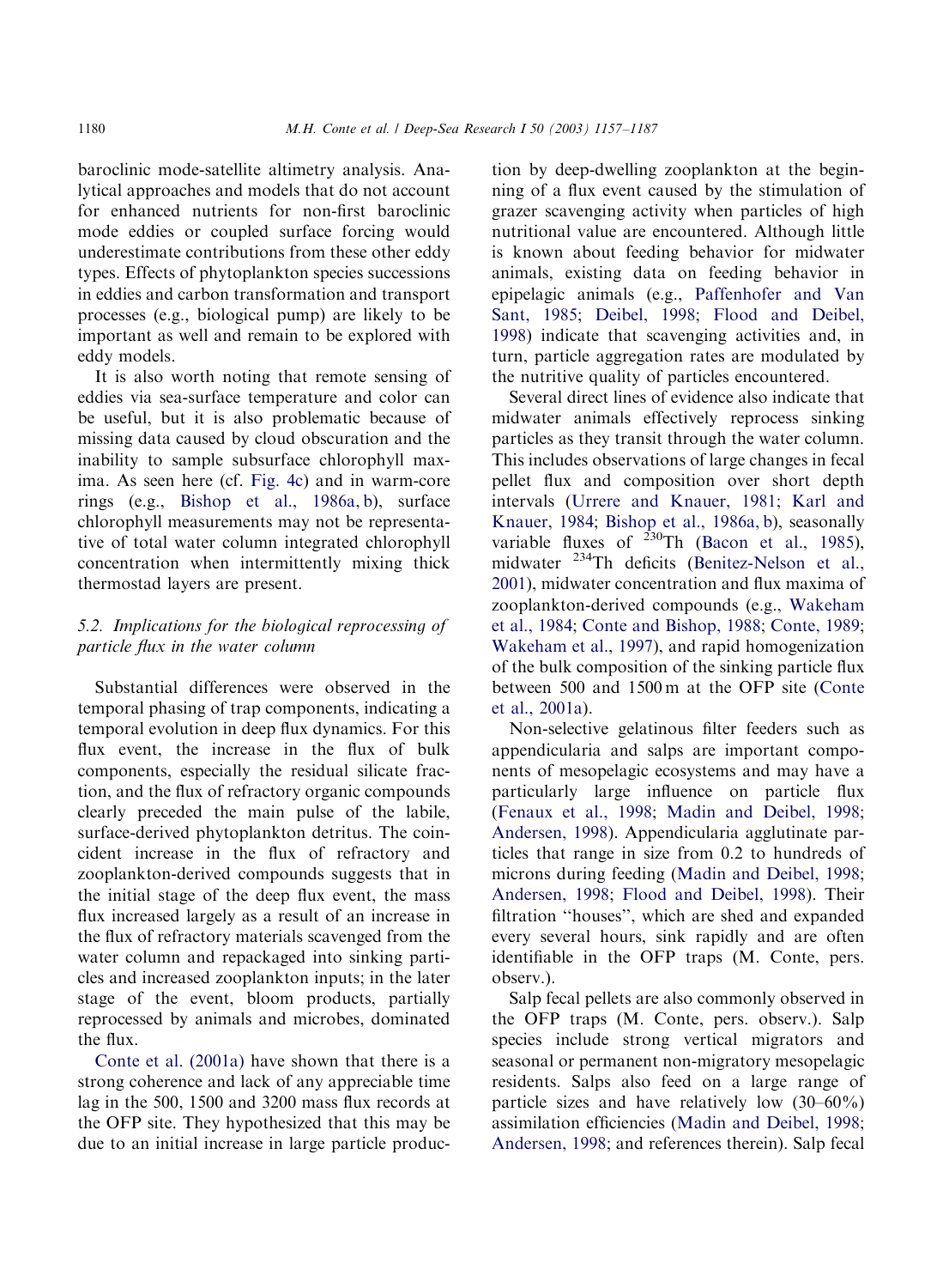baroclinic mode-satellite altimetry analysis. Analytical approaches and models that do not account for enhanced nutrients for non-first baroclinic mode eddies or coupled surface forcing would underestimate contributions from these other eddy types. Effects of phytoplankton species successions in eddies and carbon transformation and transport processes (e.g., biological pump) are likely to be important as well and remain to be explored with eddy models.

It is also worth noting that remote sensing of eddies via sea-surface temperature and color can be useful, but it is also problematic because of missing data caused by cloud obscuration and the inability to sample subsurface chlorophyll maxima. As seen here (cf. Fig. 4c) and in warm-core rings (e.g., Bishop et al., 1986a, b), surface chlorophyll measurements may not be representative of total water column integrated chlorophyll concentration when intermittently mixing thick thermostad layers are present.

### 5.2. Implications for the biological reprocessing of particle flux in the water column

Substantial differences were observed in the temporal phasing of trap components, indicating a temporal evolution in deep flux dynamics. For this flux event, the increase in the flux of bulk components, especially the residual silicate fraction, and the flux of refractory organic compounds clearly preceded the main pulse of the labile, surface-derived phytoplankton detritus. The coincident increase in the flux of refractory and zooplankton-derived compounds suggests that in the initial stage of the deep flux event, the mass flux increased largely as a result of an increase in the flux of refractory materials scavenged from the water column and repackaged into sinking particles and increased zooplankton inputs; in the later stage of the event, bloom products, partially reprocessed by animals and microbes, dominated the flux.

Conte et al. (2001a) have shown that there is a strong coherence and lack of any appreciable time lag in the 500, 1500 and 3200 mass flux records at the OFP site. They hypothesized that this may be due to an initial increase in large particle production by deep-dwelling zooplankton at the beginning of a flux event caused by the stimulation of grazer scavenging activity when particles of high nutritional value are encountered. Although little is known about feeding behavior for midwater animals, existing data on feeding behavior in epipelagic animals (e.g., Paffenhofer and Van Sant, 1985; Deibel, 1998; Flood and Deibel, 1998) indicate that scavenging activities and, in turn, particle aggregation rates are modulated by the nutritive quality of particles encountered.

Several direct lines of evidence also indicate that midwater animals effectively reprocess sinking particles as they transit through the water column. This includes observations of large changes in fecal pellet flux and composition over short depth intervals (Urrere and Knauer, 1981; Karl and Knauer, 1984; Bishop et al., 1986a, b), seasonally variable fluxes of $^{230}$Th (Bacon et al., 1985), midwater $^{234}$Th deficits (Benitez-Nelson et al., 2001), midwater concentration and flux maxima of zooplankton-derived compounds (e.g., Wakeham et al., 1984; Conte and Bishop, 1988; Conte, 1989; Wakeham et al., 1997), and rapid homogenization of the bulk composition of the sinking particle flux between 500 and 1500 m at the OFP site (Conte et al., 2001a).

Non-selective gelatinous filter feeders such as appendicularia and salps are important components of mesopelagic ecosystems and may have a particularly large influence on particle flux (Fenaux et al., 1998; Madin and Deibel, 1998; Andersen, 1998). Appendicularia agglutinate particles that range in size from 0.2 to hundreds of microns during feeding (Madin and Deibel, 1998; Andersen, 1998; Flood and Deibel, 1998). Their filtration "houses", which are shed and expanded every several hours, sink rapidly and are often identifiable in the OFP traps (M. Conte, pers. observ.).

Salp fecal pellets are also commonly observed in the OFP traps (M. Conte, pers. observ.). Salp species include strong vertical migrators and seasonal or permanent non-migratory mesopelagic residents. Salps also feed on a large range of particle sizes and have relatively low (30–60%) assimilation efficiencies (Madin and Deibel, 1998; Andersen, 1998; and references therein). Salp fecal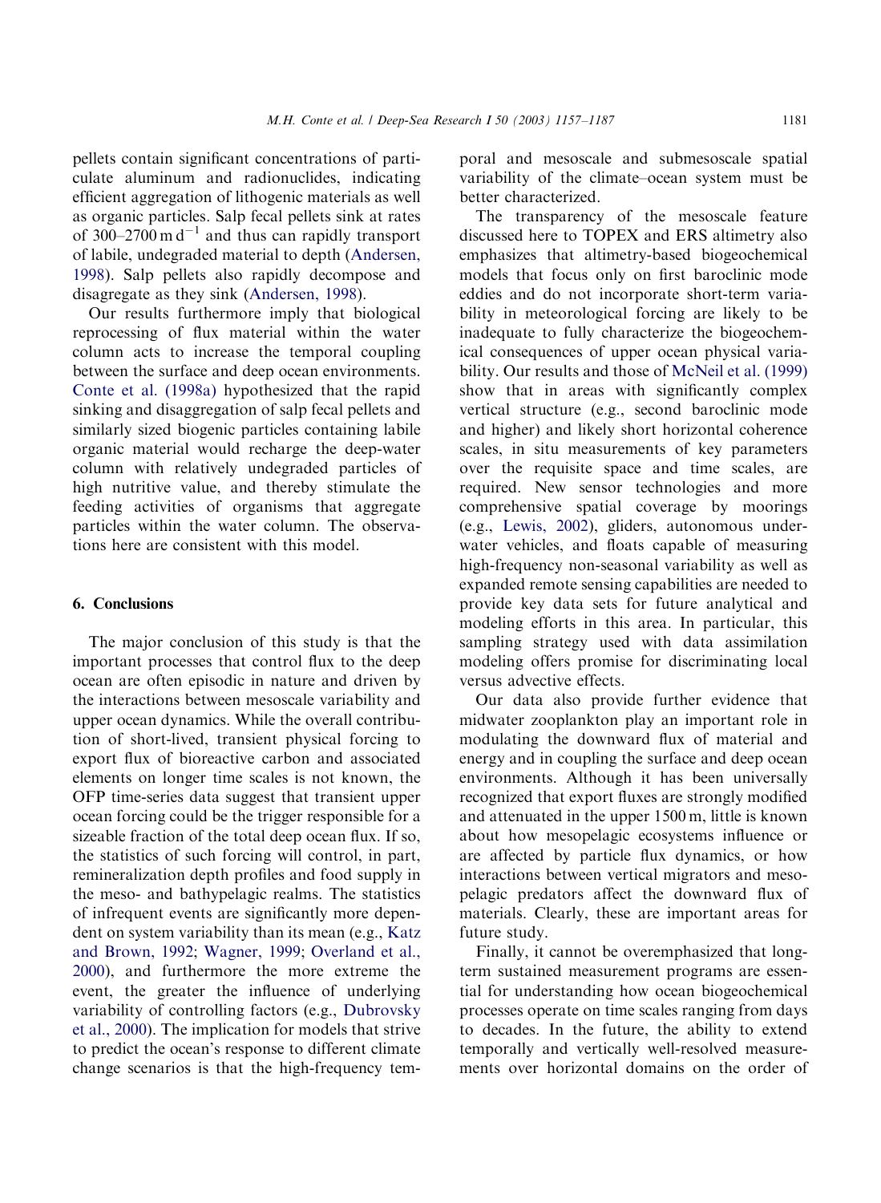pellets contain significant concentrations of particulate aluminum and radionuclides, indicating efficient aggregation of lithogenic materials as well as organic particles. Salp fecal pellets sink at rates of 300–2700 m $d^{-1}$ and thus can rapidly transport of labile, undegraded material to depth (Andersen, 1998). Salp pellets also rapidly decompose and disagregate as they sink (Andersen, 1998).

Our results furthermore imply that biological reprocessing of flux material within the water column acts to increase the temporal coupling between the surface and deep ocean environments. Conte et al. (1998a) hypothesized that the rapid sinking and disaggregation of salp fecal pellets and similarly sized biogenic particles containing labile organic material would recharge the deep-water column with relatively undegraded particles of high nutritive value, and thereby stimulate the feeding activities of organisms that aggregate particles within the water column. The observations here are consistent with this model.

## 6. Conclusions

The major conclusion of this study is that the important processes that control flux to the deep ocean are often episodic in nature and driven by the interactions between mesoscale variability and upper ocean dynamics. While the overall contribution of short-lived, transient physical forcing to export flux of bioreactive carbon and associated elements on longer time scales is not known, the OFP time-series data suggest that transient upper ocean forcing could be the trigger responsible for a sizeable fraction of the total deep ocean flux. If so, the statistics of such forcing will control, in part, remineralization depth profiles and food supply in the meso- and bathypelagic realms. The statistics of infrequent events are significantly more dependent on system variability than its mean (e.g., Katz and Brown, 1992; Wagner, 1999; Overland et al., 2000), and furthermore the more extreme the event, the greater the influence of underlying variability of controlling factors (e.g., Dubrovsky et al., 2000). The implication for models that strive to predict the ocean's response to different climate change scenarios is that the high-frequency temporal and mesoscale and submesoscale spatial variability of the climate–ocean system must be better characterized.

The transparency of the mesoscale feature discussed here to TOPEX and ERS altimetry also emphasizes that altimetry-based biogeochemical models that focus only on first baroclinic mode eddies and do not incorporate short-term variability in meteorological forcing are likely to be inadequate to fully characterize the biogeochemical consequences of upper ocean physical variability. Our results and those of McNeil et al. (1999) show that in areas with significantly complex vertical structure (e.g., second baroclinic mode and higher) and likely short horizontal coherence scales, in situ measurements of key parameters over the requisite space and time scales, are required. New sensor technologies and more comprehensive spatial coverage by moorings (e.g., Lewis, 2002), gliders, autonomous underwater vehicles, and floats capable of measuring high-frequency non-seasonal variability as well as expanded remote sensing capabilities are needed to provide key data sets for future analytical and modeling efforts in this area. In particular, this sampling strategy used with data assimilation modeling offers promise for discriminating local versus advective effects.

Our data also provide further evidence that midwater zooplankton play an important role in modulating the downward flux of material and energy and in coupling the surface and deep ocean environments. Although it has been universally recognized that export fluxes are strongly modified and attenuated in the upper 1500 m, little is known about how mesopelagic ecosystems influence or are affected by particle flux dynamics, or how interactions between vertical migrators and mesopelagic predators affect the downward flux of materials. Clearly, these are important areas for future study.

Finally, it cannot be overemphasized that long-term sustained measurement programs are essential for understanding how ocean biogeochemical processes operate on time scales ranging from days to decades. In the future, the ability to extend temporally and vertically well-resolved measurements over horizontal domains on the order of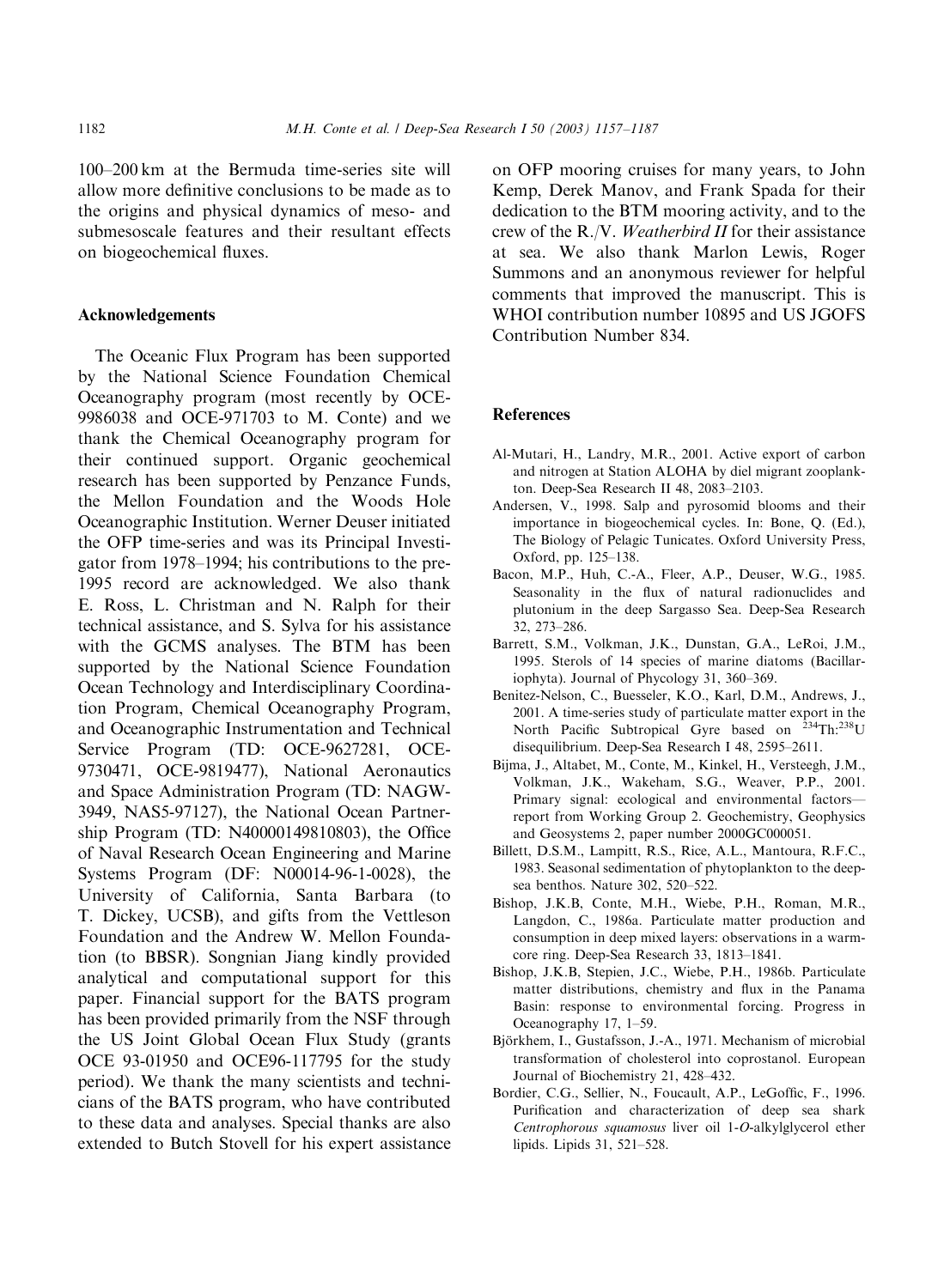100–200 km at the Bermuda time-series site will allow more definitive conclusions to be made as to the origins and physical dynamics of meso- and submesoscale features and their resultant effects on biogeochemical fluxes.

## Acknowledgements

The Oceanic Flux Program has been supported by the National Science Foundation Chemical Oceanography program (most recently by OCE-9986038 and OCE-971703 to M. Conte) and we thank the Chemical Oceanography program for their continued support. Organic geochemical research has been supported by Penzance Funds, the Mellon Foundation and the Woods Hole Oceanographic Institution. Werner Deuser initiated the OFP time-series and was its Principal Investigator from 1978–1994; his contributions to the pre-1995 record are acknowledged. We also thank E. Ross, L. Christman and N. Ralph for their technical assistance, and S. Sylva for his assistance with the GCMS analyses. The BTM has been supported by the National Science Foundation Ocean Technology and Interdisciplinary Coordination Program, Chemical Oceanography Program, and Oceanographic Instrumentation and Technical Service Program (TD: OCE-9627281, OCE-9730471, OCE-9819477), National Aeronautics and Space Administration Program (TD: NAGW-3949, NAS5-97127), the National Ocean Partnership Program (TD: N40000149810803), the Office of Naval Research Ocean Engineering and Marine Systems Program (DF: N00014-96-1-0028), the University of California, Santa Barbara (to T. Dickey, UCSB), and gifts from the Vettleson Foundation and the Andrew W. Mellon Foundation (to BBSR). Songnian Jiang kindly provided analytical and computational support for this paper. Financial support for the BATS program has been provided primarily from the NSF through the US Joint Global Ocean Flux Study (grants OCE 93-01950 and OCE96-117795 for the study period). We thank the many scientists and technicians of the BATS program, who have contributed to these data and analyses. Special thanks are also extended to Butch Stovell for his expert assistance on OFP mooring cruises for many years, to John Kemp, Derek Manov, and Frank Spada for their dedication to the BTM mooring activity, and to the crew of the R./V. *Weatherbird II* for their assistance at sea. We also thank Marlon Lewis, Roger Summons and an anonymous reviewer for helpful comments that improved the manuscript. This is WHOI contribution number 10895 and US JGOFS Contribution Number 834.

## References

Al-Mutari, H., Landry, M.R., 2001. Active export of carbon and nitrogen at Station ALOHA by diel migrant zooplankton. Deep-Sea Research II 48, 2083–2103.

Andersen, V., 1998. Salp and pyrosomid blooms and their importance in biogeochemical cycles. In: Bone, Q. (Ed.), The Biology of Pelagic Tunicates. Oxford University Press, Oxford, pp. 125–138.

Bacon, M.P., Huh, C.-A., Fleer, A.P., Deuser, W.G., 1985. Seasonality in the flux of natural radionuclides and plutonium in the deep Sargasso Sea. Deep-Sea Research 32, 273–286.

Barrett, S.M., Volkman, J.K., Dunstan, G.A., LeRoi, J.M., 1995. Sterols of 14 species of marine diatoms (Bacillariophyta). Journal of Phycology 31, 360–369.

Benitez-Nelson, C., Buesseler, K.O., Karl, D.M., Andrews, J., 2001. A time-series study of particulate matter export in the North Pacific Subtropical Gyre based on $^{234}Th$:$^{238}U$ disequilibrium. Deep-Sea Research I 48, 2595–2611.

Bijma, J., Altabet, M., Conte, M., Kinkel, H., Versteegh, J.M., Volkman, J.K., Wakeham, S.G., Weaver, P.P., 2001. Primary signal: ecological and environmental factors—report from Working Group 2. Geochemistry, Geophysics and Geosystems 2, paper number 2000GC000051.

Billett, D.S.M., Lampitt, R.S., Rice, A.L., Mantoura, R.F.C., 1983. Seasonal sedimentation of phytoplankton to the deep-sea benthos. Nature 302, 520–522.

Bishop, J.K.B, Conte, M.H., Wiebe, P.H., Roman, M.R., Langdon, C., 1986a. Particulate matter production and consumption in deep mixed layers: observations in a warm-core ring. Deep-Sea Research 33, 1813–1841.

Bishop, J.K.B, Stepien, J.C., Wiebe, P.H., 1986b. Particulate matter distributions, chemistry and flux in the Panama Basin: response to environmental forcing. Progress in Oceanography 17, 1–59.

Björkhem, I., Gustafsson, J.-A., 1971. Mechanism of microbial transformation of cholesterol into coprostanol. European Journal of Biochemistry 21, 428–432.

Bordier, C.G., Sellier, N., Foucault, A.P., LeGoffic, F., 1996. Purification and characterization of deep sea shark *Centrophorous squamosus* liver oil 1-*O*-alkylglycerol ether lipids. Lipids 31, 521–528.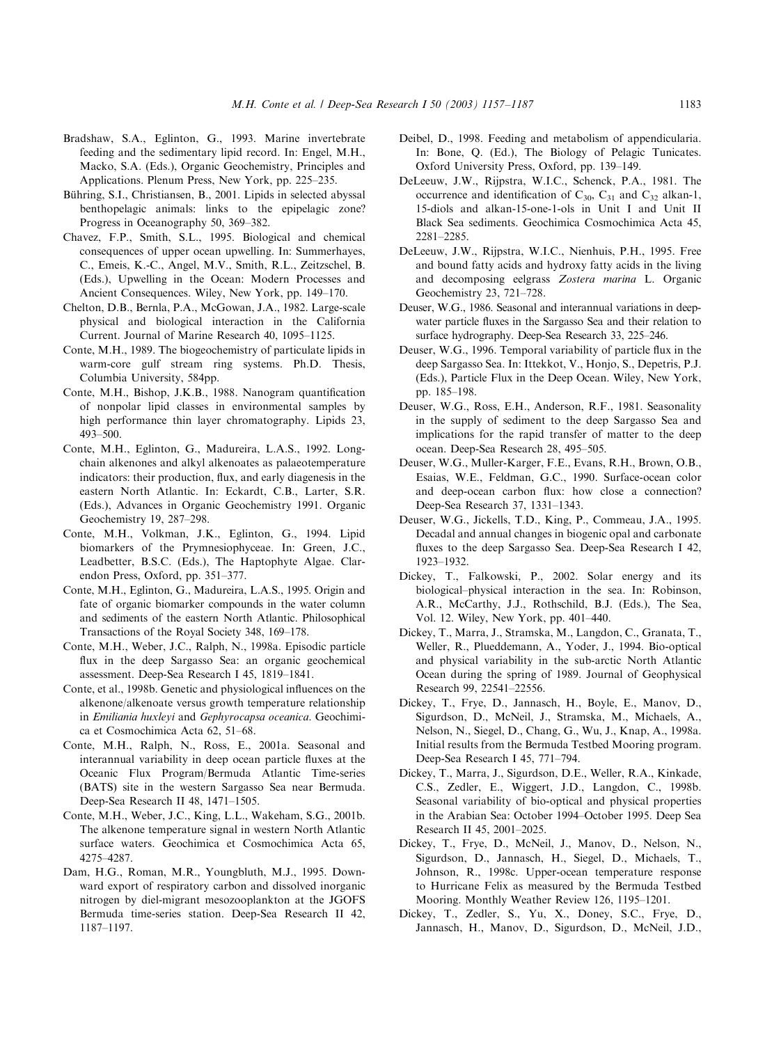Bradshaw, S.A., Eglinton, G., 1993. Marine invertebrate feeding and the sedimentary lipid record. In: Engel, M.H., Macko, S.A. (Eds.), Organic Geochemistry, Principles and Applications. Plenum Press, New York, pp. 225–235.

Bühring, S.I., Christiansen, B., 2001. Lipids in selected abyssal benthopelagic animals: links to the epipelagic zone? Progress in Oceanography 50, 369–382.

Chavez, F.P., Smith, S.L., 1995. Biological and chemical consequences of upper ocean upwelling. In: Summerhayes, C., Emeis, K.-C., Angel, M.V., Smith, R.L., Zeitzschel, B. (Eds.), Upwelling in the Ocean: Modern Processes and Ancient Consequences. Wiley, New York, pp. 149–170.

Chelton, D.B., Bernla, P.A., McGowan, J.A., 1982. Large-scale physical and biological interaction in the California Current. Journal of Marine Research 40, 1095–1125.

Conte, M.H., 1989. The biogeochemistry of particulate lipids in warm-core gulf stream ring systems. Ph.D. Thesis, Columbia University, 584pp.

Conte, M.H., Bishop, J.K.B., 1988. Nanogram quantification of nonpolar lipid classes in environmental samples by high performance thin layer chromatography. Lipids 23, 493–500.

Conte, M.H., Eglinton, G., Madureira, L.A.S., 1992. Long-chain alkenones and alkyl alkenoates as palaeotemperature indicators: their production, flux, and early diagenesis in the eastern North Atlantic. In: Eckardt, C.B., Larter, S.R. (Eds.), Advances in Organic Geochemistry 1991. Organic Geochemistry 19, 287–298.

Conte, M.H., Volkman, J.K., Eglinton, G., 1994. Lipid biomarkers of the Prymnesiophyceae. In: Green, J.C., Leadbetter, B.S.C. (Eds.), The Haptophyte Algae. Clarendon Press, Oxford, pp. 351–377.

Conte, M.H., Eglinton, G., Madureira, L.A.S., 1995. Origin and fate of organic biomarker compounds in the water column and sediments of the eastern North Atlantic. Philosophical Transactions of the Royal Society 348, 169–178.

Conte, M.H., Weber, J.C., Ralph, N., 1998a. Episodic particle flux in the deep Sargasso Sea: an organic geochemical assessment. Deep-Sea Research I 45, 1819–1841.

Conte, et al., 1998b. Genetic and physiological influences on the alkenone/alkenoate versus growth temperature relationship in *Emiliania huxleyi* and *Gephyrocapsa oceanica*. Geochimica et Cosmochimica Acta 62, 51–68.

Conte, M.H., Ralph, N., Ross, E., 2001a. Seasonal and interannual variability in deep ocean particle fluxes at the Oceanic Flux Program/Bermuda Atlantic Time-series (BATS) site in the western Sargasso Sea near Bermuda. Deep-Sea Research II 48, 1471–1505.

Conte, M.H., Weber, J.C., King, L.L., Wakeham, S.G., 2001b. The alkenone temperature signal in western North Atlantic surface waters. Geochimica et Cosmochimica Acta 65, 4275–4287.

Dam, H.G., Roman, M.R., Youngbluth, M.J., 1995. Downward export of respiratory carbon and dissolved inorganic nitrogen by diel-migrant mesozooplankton at the JGOFS Bermuda time-series station. Deep-Sea Research II 42, 1187–1197.

Deibel, D., 1998. Feeding and metabolism of appendicularia. In: Bone, Q. (Ed.), The Biology of Pelagic Tunicates. Oxford University Press, Oxford, pp. 139–149.

DeLeeuw, J.W., Rijpstra, W.I.C., Schenck, P.A., 1981. The occurrence and identification of $C_{30}$, $C_{31}$ and $C_{32}$ alkan-1, 15-diols and alkan-15-one-1-ols in Unit I and Unit II Black Sea sediments. Geochimica Cosmochimica Acta 45, 2281–2285.

DeLeeuw, J.W., Rijpstra, W.I.C., Nienhuis, P.H., 1995. Free and bound fatty acids and hydroxy fatty acids in the living and decomposing eelgrass *Zostera marina* L. Organic Geochemistry 23, 721–728.

Deuser, W.G., 1986. Seasonal and interannual variations in deep-water particle fluxes in the Sargasso Sea and their relation to surface hydrography. Deep-Sea Research 33, 225–246.

Deuser, W.G., 1996. Temporal variability of particle flux in the deep Sargasso Sea. In: Ittekkot, V., Honjo, S., Depetris, P.J. (Eds.), Particle Flux in the Deep Ocean. Wiley, New York, pp. 185–198.

Deuser, W.G., Ross, E.H., Anderson, R.F., 1981. Seasonality in the supply of sediment to the deep Sargasso Sea and implications for the rapid transfer of matter to the deep ocean. Deep-Sea Research 28, 495–505.

Deuser, W.G., Muller-Karger, F.E., Evans, R.H., Brown, O.B., Esaias, W.E., Feldman, G.C., 1990. Surface-ocean color and deep-ocean carbon flux: how close a connection? Deep-Sea Research 37, 1331–1343.

Deuser, W.G., Jickells, T.D., King, P., Commeau, J.A., 1995. Decadal and annual changes in biogenic opal and carbonate fluxes to the deep Sargasso Sea. Deep-Sea Research I 42, 1923–1932.

Dickey, T., Falkowski, P., 2002. Solar energy and its biological–physical interaction in the sea. In: Robinson, A.R., McCarthy, J.J., Rothschild, B.J. (Eds.), The Sea, Vol. 12. Wiley, New York, pp. 401–440.

Dickey, T., Marra, J., Stramska, M., Langdon, C., Granata, T., Weller, R., Plueddemann, A., Yoder, J., 1994. Bio-optical and physical variability in the sub-arctic North Atlantic Ocean during the spring of 1989. Journal of Geophysical Research 99, 22541–22556.

Dickey, T., Frye, D., Jannasch, H., Boyle, E., Manov, D., Sigurdson, D., McNeil, J., Stramska, M., Michaels, A., Nelson, N., Siegel, D., Chang, G., Wu, J., Knap, A., 1998a. Initial results from the Bermuda Testbed Mooring program. Deep-Sea Research I 45, 771–794.

Dickey, T., Marra, J., Sigurdson, D.E., Weller, R.A., Kinkade, C.S., Zedler, E., Wiggert, J.D., Langdon, C., 1998b. Seasonal variability of bio-optical and physical properties in the Arabian Sea: October 1994–October 1995. Deep Sea Research II 45, 2001–2025.

Dickey, T., Frye, D., McNeil, J., Manov, D., Nelson, N., Sigurdson, D., Jannasch, H., Siegel, D., Michaels, T., Johnson, R., 1998c. Upper-ocean temperature response to Hurricane Felix as measured by the Bermuda Testbed Mooring. Monthly Weather Review 126, 1195–1201.

Dickey, T., Zedler, S., Yu, X., Doney, S.C., Frye, D., Jannasch, H., Manov, D., Sigurdson, D., McNeil, J.D.,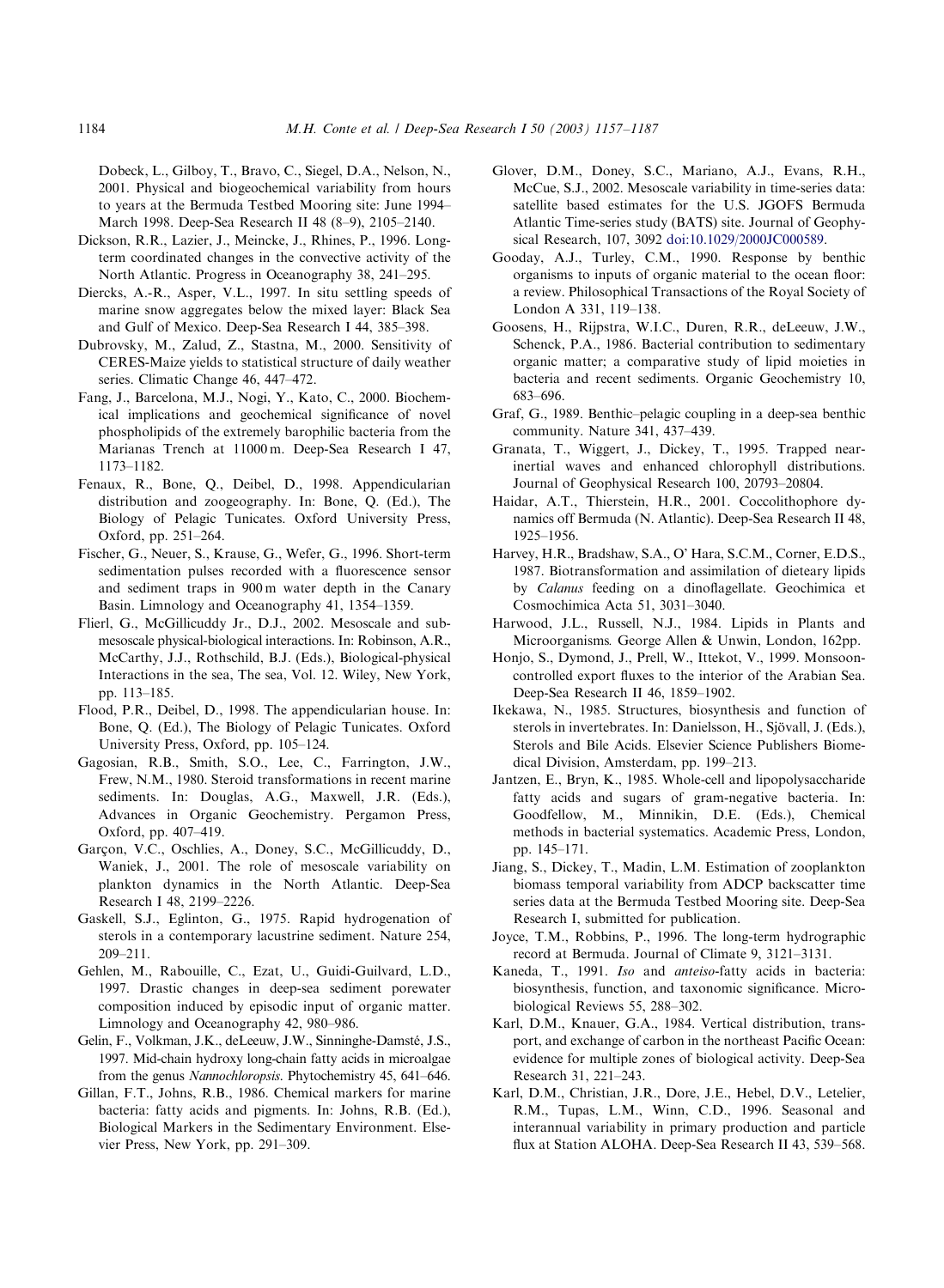Dobeck, L., Gilboy, T., Bravo, C., Siegel, D.A., Nelson, N., 2001. Physical and biogeochemical variability from hours to years at the Bermuda Testbed Mooring site: June 1994–March 1998. Deep-Sea Research II 48 (8–9), 2105–2140.

Dickson, R.R., Lazier, J., Meincke, J., Rhines, P., 1996. Long-term coordinated changes in the convective activity of the North Atlantic. Progress in Oceanography 38, 241–295.

Diercks, A.-R., Asper, V.L., 1997. In situ settling speeds of marine snow aggregates below the mixed layer: Black Sea and Gulf of Mexico. Deep-Sea Research I 44, 385–398.

Dubrovsky, M., Zalud, Z., Stastna, M., 2000. Sensitivity of CERES-Maize yields to statistical structure of daily weather series. Climatic Change 46, 447–472.

Fang, J., Barcelona, M.J., Nogi, Y., Kato, C., 2000. Biochemical implications and geochemical significance of novel phospholipids of the extremely barophilic bacteria from the Marianas Trench at 11000 m. Deep-Sea Research I 47, 1173–1182.

Fenaux, R., Bone, Q., Deibel, D., 1998. Appendicularian distribution and zoogeography. In: Bone, Q. (Ed.), The Biology of Pelagic Tunicates. Oxford University Press, Oxford, pp. 251–264.

Fischer, G., Neuer, S., Krause, G., Wefer, G., 1996. Short-term sedimentation pulses recorded with a fluorescence sensor and sediment traps in 900 m water depth in the Canary Basin. Limnology and Oceanography 41, 1354–1359.

Flierl, G., McGillicuddy Jr., D.J., 2002. Mesoscale and submesoscale physical-biological interactions. In: Robinson, A.R., McCarthy, J.J., Rothschild, B.J. (Eds.), Biological-physical Interactions in the sea, The sea, Vol. 12. Wiley, New York, pp. 113–185.

Flood, P.R., Deibel, D., 1998. The appendicularian house. In: Bone, Q. (Ed.), The Biology of Pelagic Tunicates. Oxford University Press, Oxford, pp. 105–124.

Gagosian, R.B., Smith, S.O., Lee, C., Farrington, J.W., Frew, N.M., 1980. Steroid transformations in recent marine sediments. In: Douglas, A.G., Maxwell, J.R. (Eds.), Advances in Organic Geochemistry. Pergamon Press, Oxford, pp. 407–419.

Garçon, V.C., Oschlies, A., Doney, S.C., McGillicuddy, D., Waniek, J., 2001. The role of mesoscale variability on plankton dynamics in the North Atlantic. Deep-Sea Research I 48, 2199–2226.

Gaskell, S.J., Eglinton, G., 1975. Rapid hydrogenation of sterols in a contemporary lacustrine sediment. Nature 254, 209–211.

Gehlen, M., Rabouille, C., Ezat, U., Guidi-Guilvard, L.D., 1997. Drastic changes in deep-sea sediment porewater composition induced by episodic input of organic matter. Limnology and Oceanography 42, 980–986.

Gelin, F., Volkman, J.K., deLeeuw, J.W., Sinninghe-Damsté, J.S., 1997. Mid-chain hydroxy long-chain fatty acids in microalgae from the genus *Nannochloropsis*. Phytochemistry 45, 641–646.

Gillan, F.T., Johns, R.B., 1986. Chemical markers for marine bacteria: fatty acids and pigments. In: Johns, R.B. (Ed.), Biological Markers in the Sedimentary Environment. Elsevier Press, New York, pp. 291–309.

Glover, D.M., Doney, S.C., Mariano, A.J., Evans, R.H., McCue, S.J., 2002. Mesoscale variability in time-series data: satellite based estimates for the U.S. JGOFS Bermuda Atlantic Time-series study (BATS) site. Journal of Geophysical Research, 107, 3092 doi:10.1029/2000JC000589.

Gooday, A.J., Turley, C.M., 1990. Response by benthic organisms to inputs of organic material to the ocean floor: a review. Philosophical Transactions of the Royal Society of London A 331, 119–138.

Goosens, H., Rijpstra, W.I.C., Duren, R.R., deLeeuw, J.W., Schenck, P.A., 1986. Bacterial contribution to sedimentary organic matter; a comparative study of lipid moieties in bacteria and recent sediments. Organic Geochemistry 10, 683–696.

Graf, G., 1989. Benthic–pelagic coupling in a deep-sea benthic community. Nature 341, 437–439.

Granata, T., Wiggert, J., Dickey, T., 1995. Trapped near-inertial waves and enhanced chlorophyll distributions. Journal of Geophysical Research 100, 20793–20804.

Haidar, A.T., Thierstein, H.R., 2001. Coccolithophore dynamics off Bermuda (N. Atlantic). Deep-Sea Research II 48, 1925–1956.

Harvey, H.R., Bradshaw, S.A., O' Hara, S.C.M., Corner, E.D.S., 1987. Biotransformation and assimilation of dieteary lipids by *Calanus* feeding on a dinoflagellate. Geochimica et Cosmochimica Acta 51, 3031–3040.

Harwood, J.L., Russell, N.J., 1984. Lipids in Plants and Microorganisms*.* George Allen & Unwin, London, 162pp.

Honjo, S., Dymond, J., Prell, W., Ittekot, V., 1999. Monsoon-controlled export fluxes to the interior of the Arabian Sea. Deep-Sea Research II 46, 1859–1902.

Ikekawa, N., 1985. Structures, biosynthesis and function of sterols in invertebrates. In: Danielsson, H., Sjövall, J. (Eds.), Sterols and Bile Acids. Elsevier Science Publishers Biomedical Division, Amsterdam, pp. 199–213.

Jantzen, E., Bryn, K., 1985. Whole-cell and lipopolysaccharide fatty acids and sugars of gram-negative bacteria. In: Goodfellow, M., Minnikin, D.E. (Eds.), Chemical methods in bacterial systematics. Academic Press, London, pp. 145–171.

Jiang, S., Dickey, T., Madin, L.M. Estimation of zooplankton biomass temporal variability from ADCP backscatter time series data at the Bermuda Testbed Mooring site. Deep-Sea Research I, submitted for publication.

Joyce, T.M., Robbins, P., 1996. The long-term hydrographic record at Bermuda. Journal of Climate 9, 3121–3131.

Kaneda, T., 1991. *Iso* and *anteiso*-fatty acids in bacteria: biosynthesis, function, and taxonomic significance. Microbiological Reviews 55, 288–302.

Karl, D.M., Knauer, G.A., 1984. Vertical distribution, transport, and exchange of carbon in the northeast Pacific Ocean: evidence for multiple zones of biological activity. Deep-Sea Research 31, 221–243.

Karl, D.M., Christian, J.R., Dore, J.E., Hebel, D.V., Letelier, R.M., Tupas, L.M., Winn, C.D., 1996. Seasonal and interannual variability in primary production and particle flux at Station ALOHA. Deep-Sea Research II 43, 539–568.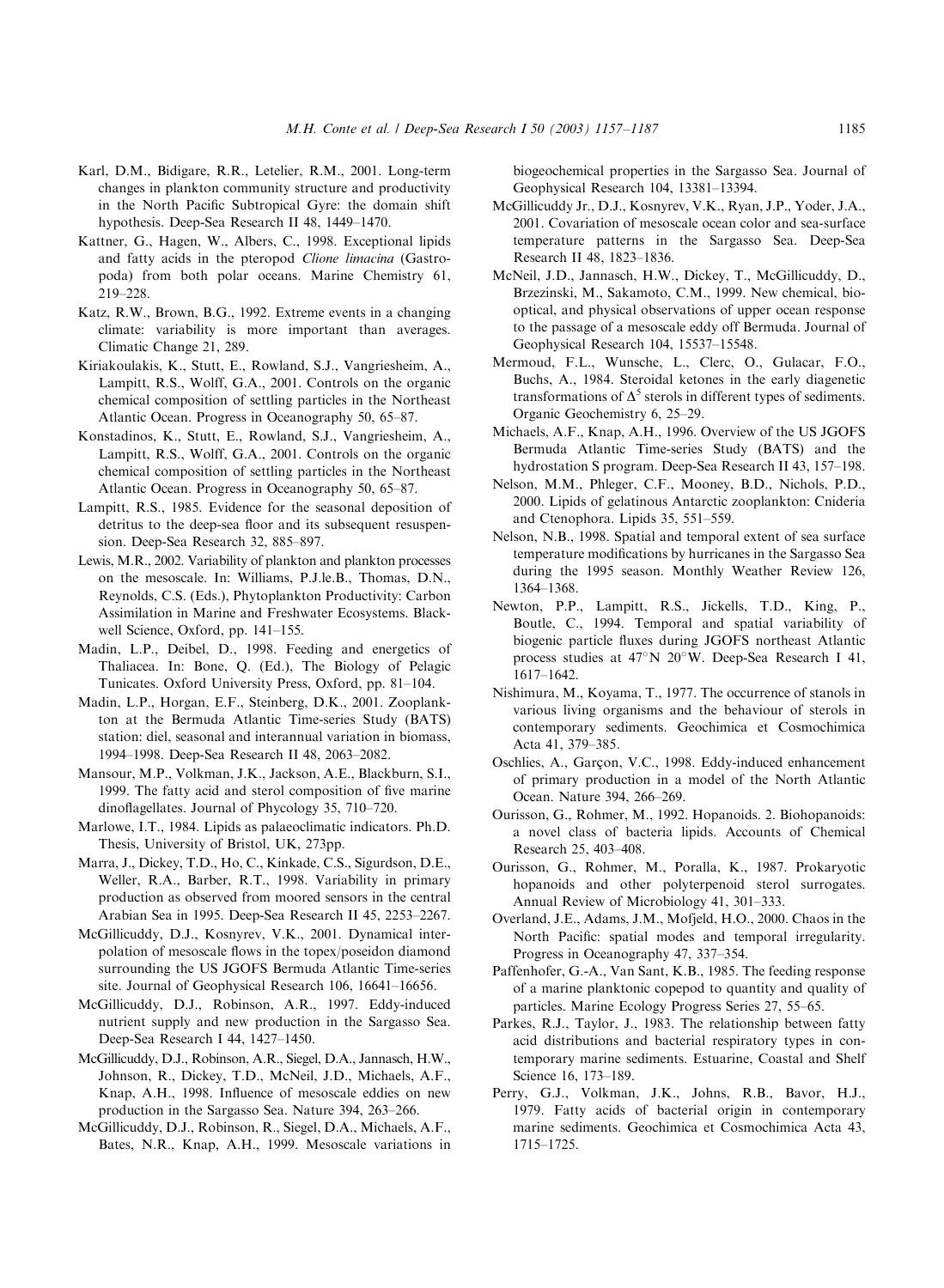Karl, D.M., Bidigare, R.R., Letelier, R.M., 2001. Long-term changes in plankton community structure and productivity in the North Pacific Subtropical Gyre: the domain shift hypothesis. Deep-Sea Research II 48, 1449–1470.

Kattner, G., Hagen, W., Albers, C., 1998. Exceptional lipids and fatty acids in the pteropod *Clione limacina* (Gastropoda) from both polar oceans. Marine Chemistry 61, 219–228.

Katz, R.W., Brown, B.G., 1992. Extreme events in a changing climate: variability is more important than averages. Climatic Change 21, 289.

Kiriakoulakis, K., Stutt, E., Rowland, S.J., Vangriesheim, A., Lampitt, R.S., Wolff, G.A., 2001. Controls on the organic chemical composition of settling particles in the Northeast Atlantic Ocean. Progress in Oceanography 50, 65–87.

Konstadinos, K., Stutt, E., Rowland, S.J., Vangriesheim, A., Lampitt, R.S., Wolff, G.A., 2001. Controls on the organic chemical composition of settling particles in the Northeast Atlantic Ocean. Progress in Oceanography 50, 65–87.

Lampitt, R.S., 1985. Evidence for the seasonal deposition of detritus to the deep-sea floor and its subsequent resuspension. Deep-Sea Research 32, 885–897.

Lewis, M.R., 2002. Variability of plankton and plankton processes on the mesoscale. In: Williams, P.J.le.B., Thomas, D.N., Reynolds, C.S. (Eds.), Phytoplankton Productivity: Carbon Assimilation in Marine and Freshwater Ecosystems. Blackwell Science, Oxford, pp. 141–155.

Madin, L.P., Deibel, D., 1998. Feeding and energetics of Thaliacea. In: Bone, Q. (Ed.), The Biology of Pelagic Tunicates. Oxford University Press, Oxford, pp. 81–104.

Madin, L.P., Horgan, E.F., Steinberg, D.K., 2001. Zooplankton at the Bermuda Atlantic Time-series Study (BATS) station: diel, seasonal and interannual variation in biomass, 1994–1998. Deep-Sea Research II 48, 2063–2082.

Mansour, M.P., Volkman, J.K., Jackson, A.E., Blackburn, S.I., 1999. The fatty acid and sterol composition of five marine dinoflagellates. Journal of Phycology 35, 710–720.

Marlowe, I.T., 1984. Lipids as palaeoclimatic indicators. Ph.D. Thesis, University of Bristol, UK, 273pp.

Marra, J., Dickey, T.D., Ho, C., Kinkade, C.S., Sigurdson, D.E., Weller, R.A., Barber, R.T., 1998. Variability in primary production as observed from moored sensors in the central Arabian Sea in 1995. Deep-Sea Research II 45, 2253–2267.

McGillicuddy, D.J., Kosnyrev, V.K., 2001. Dynamical interpolation of mesoscale flows in the topex/poseidon diamond surrounding the US JGOFS Bermuda Atlantic Time-series site. Journal of Geophysical Research 106, 16641–16656.

McGillicuddy, D.J., Robinson, A.R., 1997. Eddy-induced nutrient supply and new production in the Sargasso Sea. Deep-Sea Research I 44, 1427–1450.

McGillicuddy, D.J., Robinson, A.R., Siegel, D.A., Jannasch, H.W., Johnson, R., Dickey, T.D., McNeil, J.D., Michaels, A.F., Knap, A.H., 1998. Influence of mesoscale eddies on new production in the Sargasso Sea. Nature 394, 263–266.

McGillicuddy, D.J., Robinson, R., Siegel, D.A., Michaels, A.F., Bates, N.R., Knap, A.H., 1999. Mesoscale variations in biogeochemical properties in the Sargasso Sea. Journal of Geophysical Research 104, 13381–13394.

McGillicuddy Jr., D.J., Kosnyrev, V.K., Ryan, J.P., Yoder, J.A., 2001. Covariation of mesoscale ocean color and sea-surface temperature patterns in the Sargasso Sea. Deep-Sea Research II 48, 1823–1836.

McNeil, J.D., Jannasch, H.W., Dickey, T., McGillicuddy, D., Brzezinski, M., Sakamoto, C.M., 1999. New chemical, bio-optical, and physical observations of upper ocean response to the passage of a mesoscale eddy off Bermuda. Journal of Geophysical Research 104, 15537–15548.

Mermoud, F.L., Wunsche, L., Clerc, O., Gulacar, F.O., Buchs, A., 1984. Steroidal ketones in the early diagenetic transformations of $\Delta^5$ sterols in different types of sediments. Organic Geochemistry 6, 25–29.

Michaels, A.F., Knap, A.H., 1996. Overview of the US JGOFS Bermuda Atlantic Time-series Study (BATS) and the hydrostation S program. Deep-Sea Research II 43, 157–198.

Nelson, M.M., Phleger, C.F., Mooney, B.D., Nichols, P.D., 2000. Lipids of gelatinous Antarctic zooplankton: Cnideria and Ctenophora. Lipids 35, 551–559.

Nelson, N.B., 1998. Spatial and temporal extent of sea surface temperature modifications by hurricanes in the Sargasso Sea during the 1995 season. Monthly Weather Review 126, 1364–1368.

Newton, P.P., Lampitt, R.S., Jickells, T.D., King, P., Boutle, C., 1994. Temporal and spatial variability of biogenic particle fluxes during JGOFS northeast Atlantic process studies at 47°N 20°W. Deep-Sea Research I 41, 1617–1642.

Nishimura, M., Koyama, T., 1977. The occurrence of stanols in various living organisms and the behaviour of sterols in contemporary sediments. Geochimica et Cosmochimica Acta 41, 379–385.

Oschlies, A., Garçon, V.C., 1998. Eddy-induced enhancement of primary production in a model of the North Atlantic Ocean. Nature 394, 266–269.

Ourisson, G., Rohmer, M., 1992. Hopanoids. 2. Biohopanoids: a novel class of bacteria lipids. Accounts of Chemical Research 25, 403–408.

Ourisson, G., Rohmer, M., Poralla, K., 1987. Prokaryotic hopanoids and other polyterpenoid sterol surrogates. Annual Review of Microbiology 41, 301–333.

Overland, J.E., Adams, J.M., Mofjeld, H.O., 2000. Chaos in the North Pacific: spatial modes and temporal irregularity. Progress in Oceanography 47, 337–354.

Paffenhofer, G.-A., Van Sant, K.B., 1985. The feeding response of a marine planktonic copepod to quantity and quality of particles. Marine Ecology Progress Series 27, 55–65.

Parkes, R.J., Taylor, J., 1983. The relationship between fatty acid distributions and bacterial respiratory types in contemporary marine sediments. Estuarine, Coastal and Shelf Science 16, 173–189.

Perry, G.J., Volkman, J.K., Johns, R.B., Bavor, H.J., 1979. Fatty acids of bacterial origin in contemporary marine sediments. Geochimica et Cosmochimica Acta 43, 1715–1725.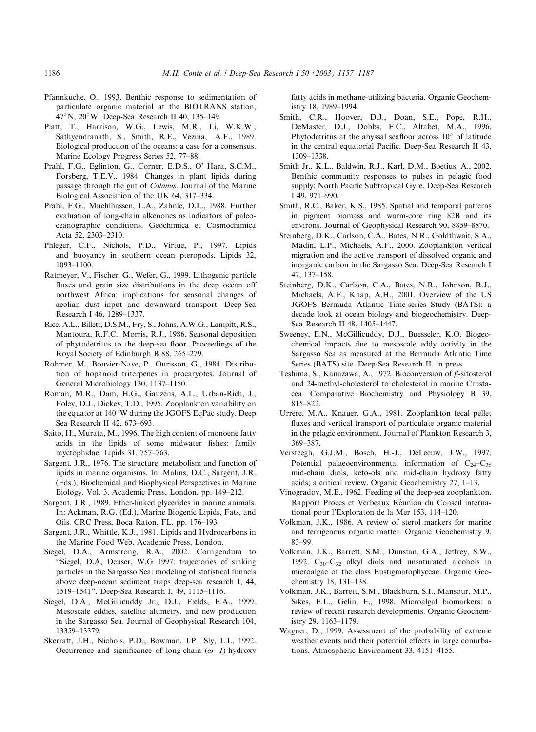Pfannkuche, O., 1993. Benthic response to sedimentation of particulate organic material at the BIOTRANS station, 47°N, 20°W. Deep-Sea Research II 40, 135–149.

Platt, T., Harrison, W.G., Lewis, M.R., Li, W.K.W., Sathyendranath, S., Smith, R.E., Vezina, .A.F., 1989. Biological production of the oceans: a case for a consensus. Marine Ecology Progress Series 52, 77–88.

Prahl, F.G., Eglinton, G., Corner, E.D.S., O' Hara, S.C.M., Forsberg, T.E.V., 1984. Changes in plant lipids during passage through the gut of *Calanus*. Journal of the Marine Biological Association of the UK 64, 317–334.

Prahl, F.G., Muehlhassen, L.A., Zahnle, D.L., 1988. Further evaluation of long-chain alkenones as indicators of paleoceanographic conditions. Geochimica et Cosmochimica Acta 52, 2303–2310.

Phleger, C.F., Nichols, P.D., Virtue, P., 1997. Lipids and buoyancy in southern ocean pteropods. Lipids 32, 1093–1100.

Ratmeyer, V., Fischer, G., Wefer, G., 1999. Lithogenic particle fluxes and grain size distributions in the deep ocean off northwest Africa: implications for seasonal changes of aeolian dust input and downward transport. Deep-Sea Research I 46, 1289–1337.

Rice, A.L., Billett, D.S.M., Fry, S., Johns, A.W.G., Lampitt, R.S., Mantoura, R.F.C., Morris, R.J., 1986. Seasonal deposition of phytodetritus to the deep-sea floor. Proceedings of the Royal Society of Edinburgh B 88, 265–279.

Rohmer, M., Bouvier-Nave, P., Ourisson, G., 1984. Distribution of hopanoid triterpenes in procaryotes. Journal of General Microbiology 130, 1137–1150.

Roman, M.R., Dam, H.G., Gauzens, A.L., Urban-Rich, J., Foley, D.J., Dickey, T.D., 1995. Zooplankton variability on the equator at 140°W during the JGOFS EqPac study. Deep Sea Research II 42, 673–693.

Saito, H., Murata, M., 1996. The high content of monoene fatty acids in the lipids of some midwater fishes: family myctophidae. Lipids 31, 757–763.

Sargent, J.R., 1976. The structure, metabolism and function of lipids in marine organisms. In: Malins, D.C., Sargent, J.R. (Eds.), Biochemical and Biophysical Perspectives in Marine Biology, Vol. 3. Academic Press, London, pp. 149–212.

Sargent, J.R., 1989. Ether-linked glycerides in marine animals. In: Ackman, R.G. (Ed.), Marine Biogenic Lipids, Fats, and Oils. CRC Press, Boca Raton, FL, pp. 176–193.

Sargent, J.R., Whittle, K.J., 1981. Lipids and Hydrocarbons in the Marine Food Web. Academic Press, London.

Siegel, D.A., Armstrong, R.A., 2002. Corrigendum to "Siegel, D.A, Deuser, W.G 1997: trajectories of sinking particles in the Sargasso Sea: modeling of statistical funnels above deep-ocean sediment traps deep-sea research I, 44, 1519–1541". Deep-Sea Research I, 49, 1115–1116.

Siegel, D.A., McGillicuddy Jr., D.J., Fields, E.A., 1999. Mesoscale eddies, satellite altimetry, and new production in the Sargasso Sea. Journal of Geophysical Research 104, 13359–13379.

Skerratt, J.H., Nichols, P.D., Bowman, J.P., Sly, L.I., 1992. Occurrence and significance of long-chain ($\omega$−*1*)-hydroxy fatty acids in methane-utilizing bacteria. Organic Geochemistry 18, 1989–1994.

Smith, C.R., Hoover, D.J., Doan, S.E., Pope, R.H., DeMaster, D.J., Dobbs, F.C., Altabet, M.A., 1996. Phytodetritus at the abyssal seafloor across 10° of latitude in the central equatorial Pacific. Deep-Sea Research II 43, 1309–1338.

Smith Jr., K.L., Baldwin, R.J., Karl, D.M., Boetius, A., 2002. Benthic community responses to pulses in pelagic food supply: North Pacific Subtropical Gyre. Deep-Sea Research I 49, 971–990.

Smith, R.C., Baker, K.S., 1985. Spatial and temporal patterns in pigment biomass and warm-core ring 82B and its environs. Journal of Geophysical Research 90, 8859–8870.

Steinberg, D.K., Carlson, C.A., Bates, N.R., Goldthwait, S.A., Madin, L.P., Michaels, A.F., 2000. Zooplankton vertical migration and the active transport of dissolved organic and inorganic carbon in the Sargasso Sea. Deep-Sea Research I 47, 137–158.

Steinberg, D.K., Carlson, C.A., Bates, N.R., Johnson, R.J., Michaels, A.F., Knap, A.H., 2001. Overview of the US JGOFS Bermuda Atlantic Time-series Study (BATS): a decade look at ocean biology and biogeochemistry. Deep-Sea Research II 48, 1405–1447.

Sweeney, E.N., McGillicuddy, D.J., Buesseler, K.O. Biogeochemical impacts due to mesoscale eddy activity in the Sargasso Sea as measured at the Bermuda Atlantic Time Series (BATS) site. Deep-Sea Research II, in press.

Teshima, S., Kanazawa, A., 1972. Bioconversion of $\beta$-sitosterol and 24-methyl-cholesterol to cholesterol in marine Crustacea. Comparative Biochemistry and Physiology B 39, 815–822.

Urrere, M.A., Knauer, G.A., 1981. Zooplankton fecal pellet fluxes and vertical transport of particulate organic material in the pelagic environment. Journal of Plankton Research 3, 369–387.

Versteegh, G.J.M., Bosch, H.-J., DeLeeuw, J.W., 1997. Potential palaeoenvironmental information of $C_{24}$–$C_{36}$ mid-chain diols, keto-ols and mid-chain hydroxy fatty acids; a critical review. Organic Geochemistry 27, 1–13.

Vinogradov, M.E., 1962. Feeding of the deep-sea zooplankton. Rapport Proces et Verbeaux Réunion du Conseil international pour l'Exploraton de la Mer 153, 114–120.

Volkman, J.K., 1986. A review of sterol markers for marine and terrigenous organic matter. Organic Geochemistry 9, 83–99.

Volkman, J.K., Barrett, S.M., Dunstan, G.A., Jeffrey, S.W., 1992. $C_{30}$–$C_{32}$ alkyl diols and unsaturated alcohols in microalgae of the class Eustigmatophyceae. Organic Geochemistry 18, 131–138.

Volkman, J.K., Barrett, S.M., Blackburn, S.I., Mansour, M.P., Sikes, E.L., Gelin, F., 1998. Microalgal biomarkers: a review of recent research developments. Organic Geochemistry 29, 1163–1179.

Wagner, D., 1999. Assessment of the probability of extreme weather events and their potential effects in large conurbations. Atmospheric Environment 33, 4151–4155.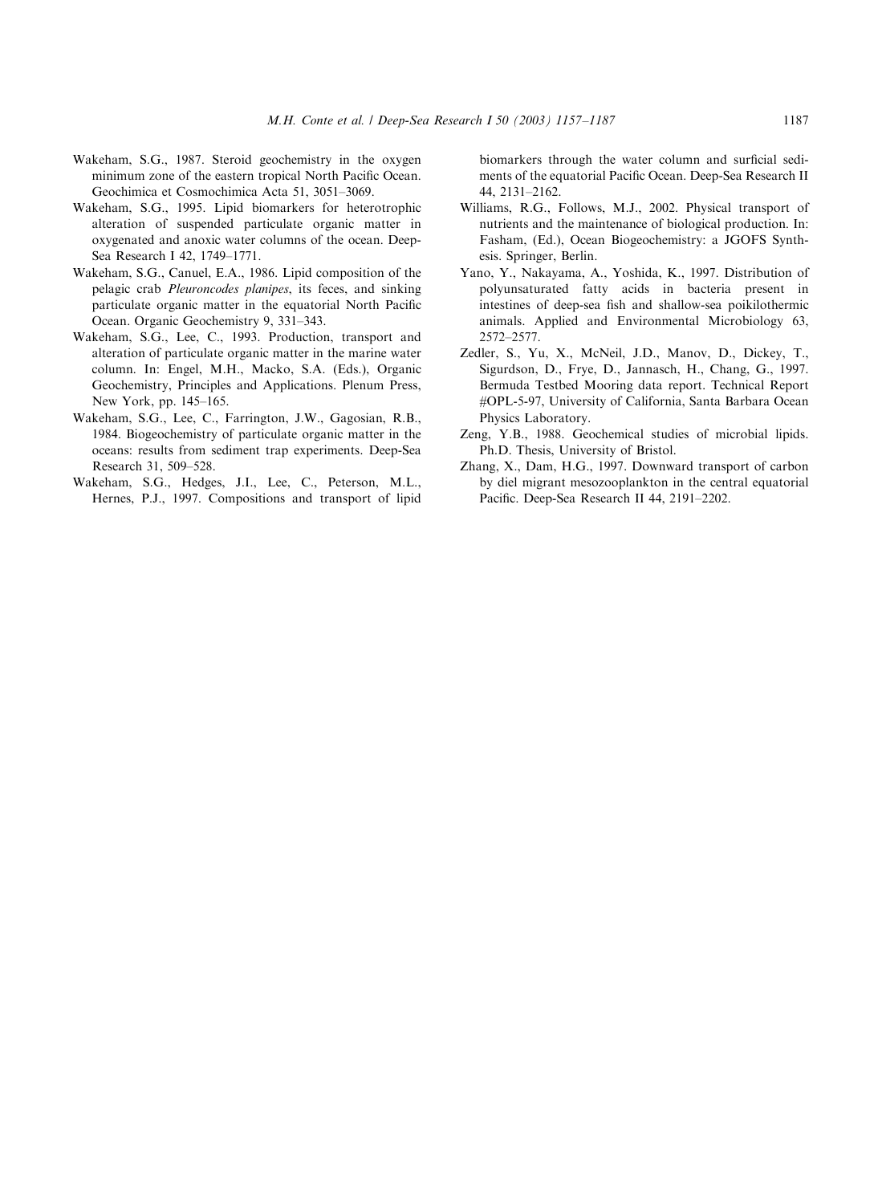Wakeham, S.G., 1987. Steroid geochemistry in the oxygen minimum zone of the eastern tropical North Pacific Ocean. Geochimica et Cosmochimica Acta 51, 3051–3069.

Wakeham, S.G., 1995. Lipid biomarkers for heterotrophic alteration of suspended particulate organic matter in oxygenated and anoxic water columns of the ocean. Deep-Sea Research I 42, 1749–1771.

Wakeham, S.G., Canuel, E.A., 1986. Lipid composition of the pelagic crab *Pleuroncodes planipes*, its feces, and sinking particulate organic matter in the equatorial North Pacific Ocean. Organic Geochemistry 9, 331–343.

Wakeham, S.G., Lee, C., 1993. Production, transport and alteration of particulate organic matter in the marine water column. In: Engel, M.H., Macko, S.A. (Eds.), Organic Geochemistry, Principles and Applications. Plenum Press, New York, pp. 145–165.

Wakeham, S.G., Lee, C., Farrington, J.W., Gagosian, R.B., 1984. Biogeochemistry of particulate organic matter in the oceans: results from sediment trap experiments. Deep-Sea Research 31, 509–528.

Wakeham, S.G., Hedges, J.I., Lee, C., Peterson, M.L., Hernes, P.J., 1997. Compositions and transport of lipid biomarkers through the water column and surficial sediments of the equatorial Pacific Ocean. Deep-Sea Research II 44, 2131–2162.

Williams, R.G., Follows, M.J., 2002. Physical transport of nutrients and the maintenance of biological production. In: Fasham, (Ed.), Ocean Biogeochemistry: a JGOFS Synthesis. Springer, Berlin.

Yano, Y., Nakayama, A., Yoshida, K., 1997. Distribution of polyunsaturated fatty acids in bacteria present in intestines of deep-sea fish and shallow-sea poikilothermic animals. Applied and Environmental Microbiology 63, 2572–2577.

Zedler, S., Yu, X., McNeil, J.D., Manov, D., Dickey, T., Sigurdson, D., Frye, D., Jannasch, H., Chang, G., 1997. Bermuda Testbed Mooring data report. Technical Report #OPL-5-97, University of California, Santa Barbara Ocean Physics Laboratory.

Zeng, Y.B., 1988. Geochemical studies of microbial lipids. Ph.D. Thesis, University of Bristol.

Zhang, X., Dam, H.G., 1997. Downward transport of carbon by diel migrant mesozooplankton in the central equatorial Pacific. Deep-Sea Research II 44, 2191–2202.